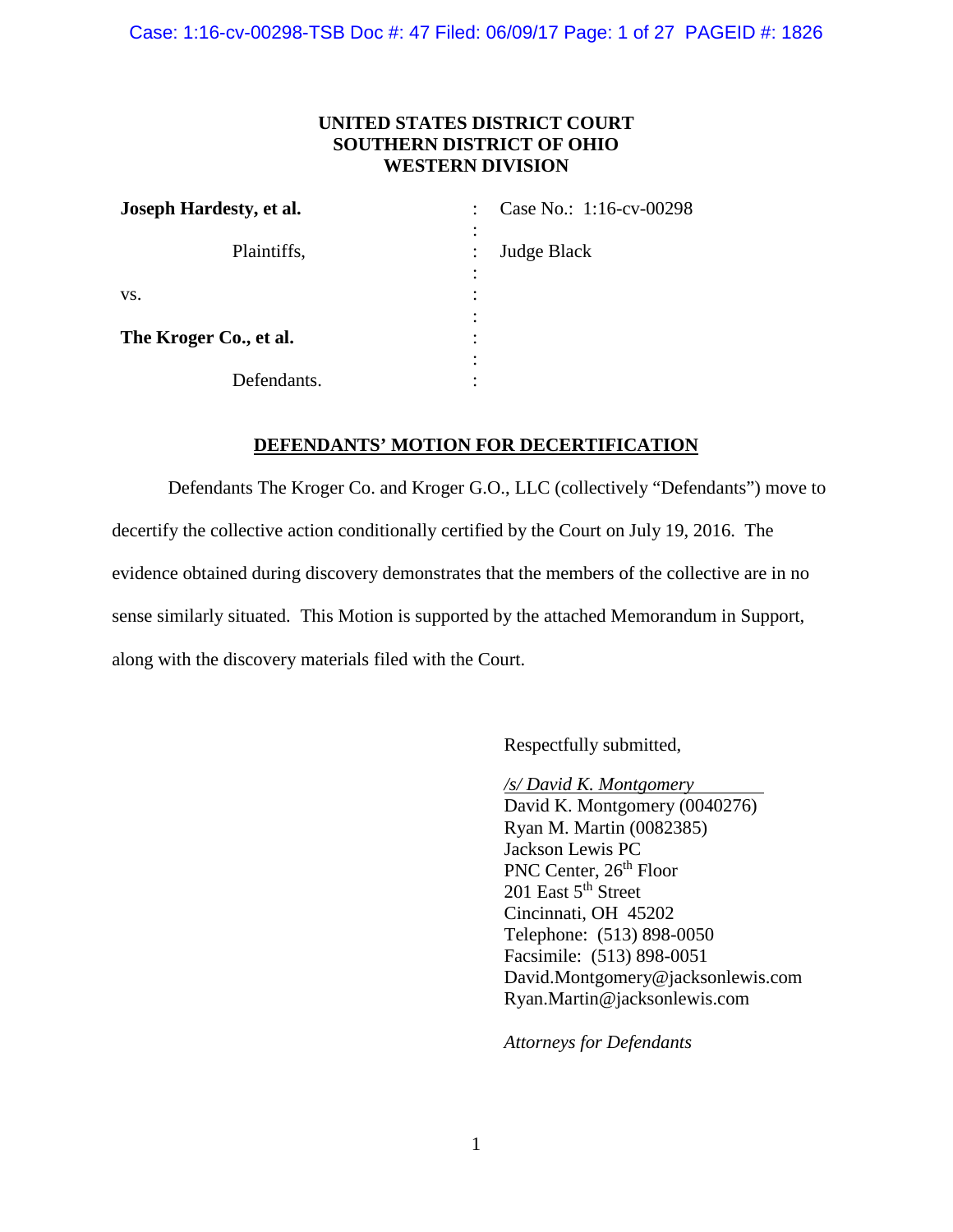**UNITED STATES DISTRICT COURT**
**SOUTHERN DISTRICT OF OHIO**
**WESTERN DIVISION**

| | | |
|---|---|---|
| **Joseph Hardesty, et al.** | : | Case No.: 1:16-cv-00298 |
| Plaintiffs, | : | Judge Black |
| vs. | : | |
| **The Kroger Co., et al.** | : | |
| Defendants. | : | |

## DEFENDANTS' MOTION FOR DECERTIFICATION

Defendants The Kroger Co. and Kroger G.O., LLC (collectively "Defendants") move to decertify the collective action conditionally certified by the Court on July 19, 2016. The evidence obtained during discovery demonstrates that the members of the collective are in no sense similarly situated. This Motion is supported by the attached Memorandum in Support, along with the discovery materials filed with the Court.

Respectfully submitted,

*/s/ David K. Montgomery*
David K. Montgomery (0040276)
Ryan M. Martin (0082385)
Jackson Lewis PC
PNC Center, 26th Floor
201 East 5th Street
Cincinnati, OH 45202
Telephone: (513) 898-0050
Facsimile: (513) 898-0051
David.Montgomery@jacksonlewis.com
Ryan.Martin@jacksonlewis.com

*Attorneys for Defendants*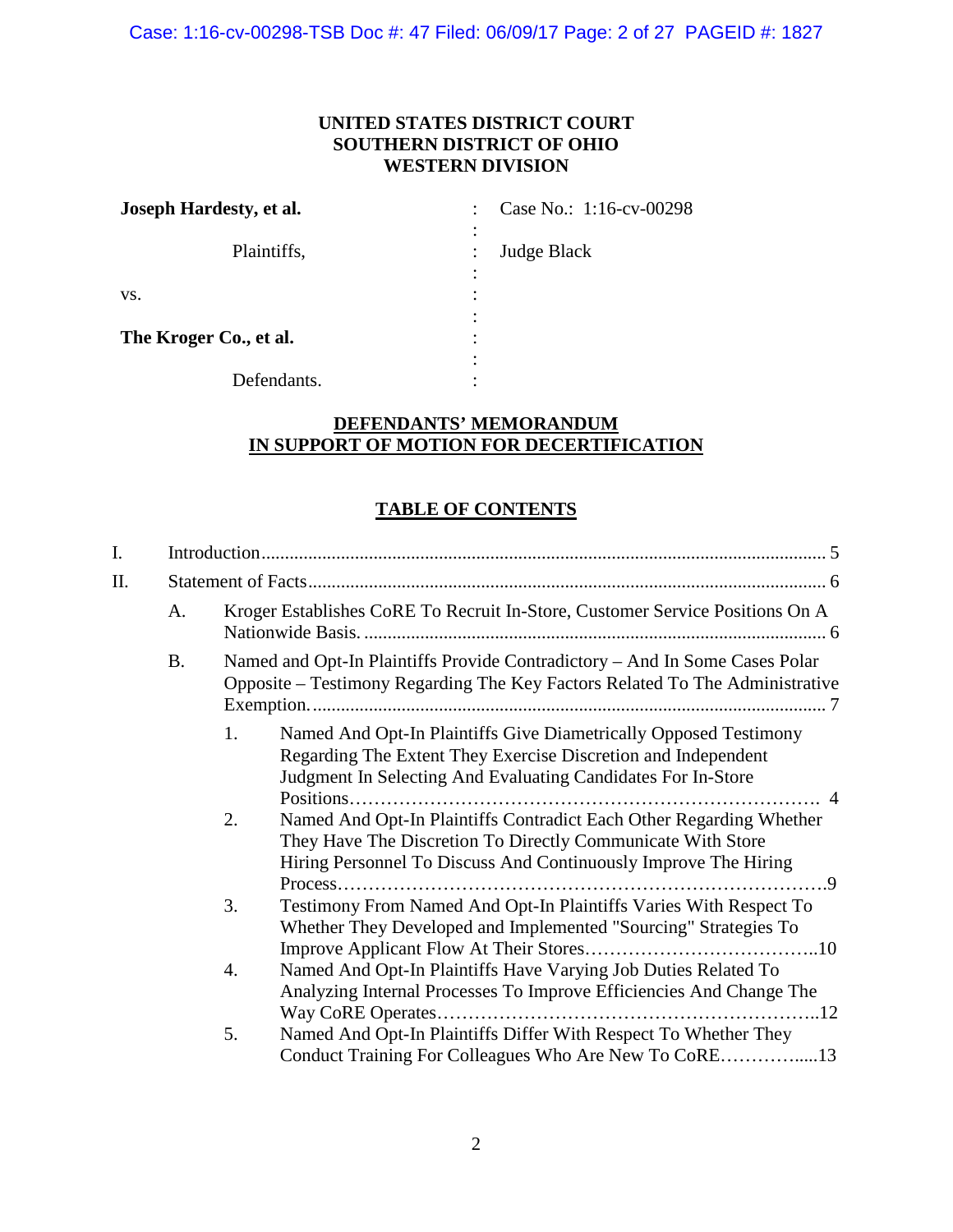**UNITED STATES DISTRICT COURT**
**SOUTHERN DISTRICT OF OHIO**
**WESTERN DIVISION**

| | | |
|---|---|---|
| **Joseph Hardesty, et al.** | : | Case No.: 1:16-cv-00298 |
| Plaintiffs, | : | Judge Black |
| vs. | : | |
| **The Kroger Co., et al.** | : | |
| Defendants. | : | |

## DEFENDANTS' MEMORANDUM IN SUPPORT OF MOTION FOR DECERTIFICATION

## TABLE OF CONTENTS

I. Introduction ........................................ 5

II. Statement of Facts ........................................ 6

- A. Kroger Establishes CoRE To Recruit In-Store, Customer Service Positions On A Nationwide Basis. ........................................ 6
- B. Named and Opt-In Plaintiffs Provide Contradictory – And In Some Cases Polar Opposite – Testimony Regarding The Key Factors Related To The Administrative Exemption. ........................................ 7
  1. Named And Opt-In Plaintiffs Give Diametrically Opposed Testimony Regarding The Extent They Exercise Discretion and Independent Judgment In Selecting And Evaluating Candidates For In-Store Positions........................................ 4
  2. Named And Opt-In Plaintiffs Contradict Each Other Regarding Whether They Have The Discretion To Directly Communicate With Store Hiring Personnel To Discuss And Continuously Improve The Hiring Process........................................9
  3. Testimony From Named And Opt-In Plaintiffs Varies With Respect To Whether They Developed and Implemented "Sourcing" Strategies To Improve Applicant Flow At Their Stores........................................10
  4. Named And Opt-In Plaintiffs Have Varying Job Duties Related To Analyzing Internal Processes To Improve Efficiencies And Change The Way CoRE Operates........................................12
  5. Named And Opt-In Plaintiffs Differ With Respect To Whether They Conduct Training For Colleagues Who Are New To CoRE........................................13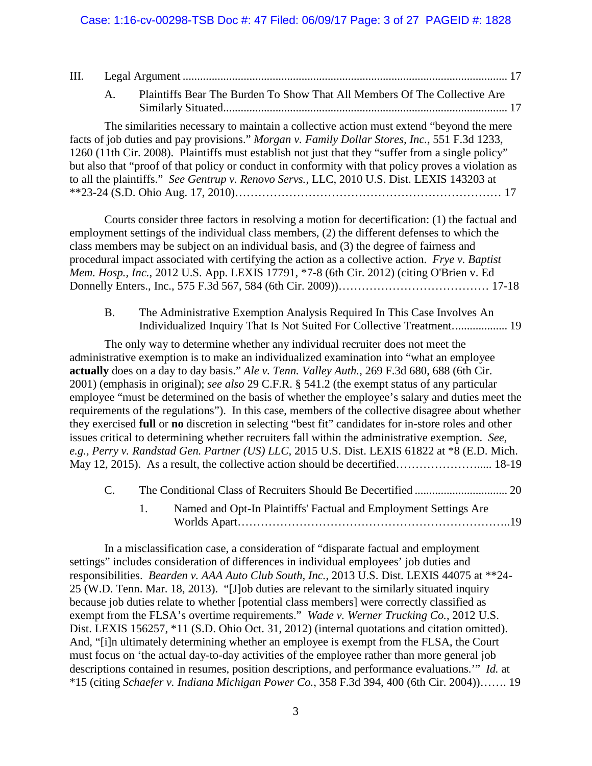III. Legal Argument ............................................................................................................ 17

A. Plaintiffs Bear The Burden To Show That All Members Of The Collective Are Similarly Situated.................................................................................................. 17

The similarities necessary to maintain a collective action must extend "beyond the mere facts of job duties and pay provisions." *Morgan v. Family Dollar Stores, Inc.*, 551 F.3d 1233, 1260 (11th Cir. 2008). Plaintiffs must establish not just that they "suffer from a single policy" but also that "proof of that policy or conduct in conformity with that policy proves a violation as to all the plaintiffs." *See Gentrup v. Renovo Servs.*, LLC, 2010 U.S. Dist. LEXIS 143203 at **23-24 (S.D. Ohio Aug. 17, 2010)………………………………………………………… 17

Courts consider three factors in resolving a motion for decertification: (1) the factual and employment settings of the individual class members, (2) the different defenses to which the class members may be subject on an individual basis, and (3) the degree of fairness and procedural impact associated with certifying the action as a collective action. *Frye v. Baptist Mem. Hosp., Inc.*, 2012 U.S. App. LEXIS 17791, *7-8 (6th Cir. 2012) (citing O'Brien v. Ed Donnelly Enters., Inc., 575 F.3d 567, 584 (6th Cir. 2009))………………………………… 17-18

B. The Administrative Exemption Analysis Required In This Case Involves An Individualized Inquiry That Is Not Suited For Collective Treatment.................. 19

The only way to determine whether any individual recruiter does not meet the administrative exemption is to make an individualized examination into "what an employee **actually** does on a day to day basis." *Ale v. Tenn. Valley Auth.*, 269 F.3d 680, 688 (6th Cir. 2001) (emphasis in original); *see also* 29 C.F.R. § 541.2 (the exempt status of any particular employee "must be determined on the basis of whether the employee's salary and duties meet the requirements of the regulations"). In this case, members of the collective disagree about whether they exercised **full** or **no** discretion in selecting "best fit" candidates for in-store roles and other issues critical to determining whether recruiters fall within the administrative exemption. *See, e.g., Perry v. Randstad Gen. Partner (US) LLC,* 2015 U.S. Dist. LEXIS 61822 at *8 (E.D. Mich. May 12, 2015). As a result, the collective action should be decertified………………….... 18-19

C. The Conditional Class of Recruiters Should Be Decertified ................................ 20

1. Named and Opt-In Plaintiffs' Factual and Employment Settings Are Worlds Apart………………………………………………………………..19

In a misclassification case, a consideration of "disparate factual and employment settings" includes consideration of differences in individual employees' job duties and responsibilities. *Bearden v. AAA Auto Club South, Inc.*, 2013 U.S. Dist. LEXIS 44075 at **24-25 (W.D. Tenn. Mar. 18, 2013). "[J]ob duties are relevant to the similarly situated inquiry because job duties relate to whether [potential class members] were correctly classified as exempt from the FLSA's overtime requirements." *Wade v. Werner Trucking Co.*, 2012 U.S. Dist. LEXIS 156257, *11 (S.D. Ohio Oct. 31, 2012) (internal quotations and citation omitted). And, "[i]n ultimately determining whether an employee is exempt from the FLSA, the Court must focus on 'the actual day-to-day activities of the employee rather than more general job descriptions contained in resumes, position descriptions, and performance evaluations.'" *Id.* at *15 (citing *Schaefer v. Indiana Michigan Power Co.*, 358 F.3d 394, 400 (6th Cir. 2004))……. 19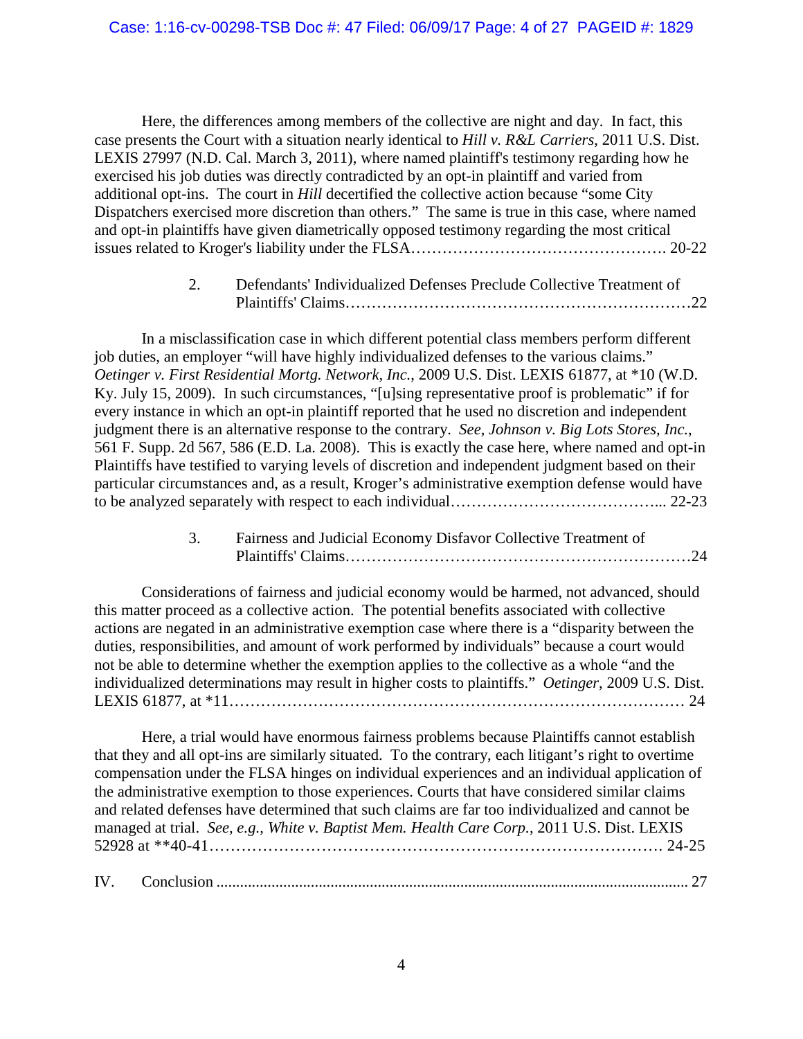Here, the differences among members of the collective are night and day. In fact, this case presents the Court with a situation nearly identical to *Hill v. R&L Carriers*, 2011 U.S. Dist. LEXIS 27997 (N.D. Cal. March 3, 2011), where named plaintiff's testimony regarding how he exercised his job duties was directly contradicted by an opt-in plaintiff and varied from additional opt-ins. The court in *Hill* decertified the collective action because "some City Dispatchers exercised more discretion than others." The same is true in this case, where named and opt-in plaintiffs have given diametrically opposed testimony regarding the most critical issues related to Kroger's liability under the FLSA……………………………………………. 20-22

2. Defendants' Individualized Defenses Preclude Collective Treatment of Plaintiffs' Claims…………………………………………………………22

In a misclassification case in which different potential class members perform different job duties, an employer "will have highly individualized defenses to the various claims." *Oetinger v. First Residential Mortg. Network, Inc.*, 2009 U.S. Dist. LEXIS 61877, at *10 (W.D. Ky. July 15, 2009). In such circumstances, "[u]sing representative proof is problematic" if for every instance in which an opt-in plaintiff reported that he used no discretion and independent judgment there is an alternative response to the contrary. *See, Johnson v. Big Lots Stores, Inc.*, 561 F. Supp. 2d 567, 586 (E.D. La. 2008). This is exactly the case here, where named and opt-in Plaintiffs have testified to varying levels of discretion and independent judgment based on their particular circumstances and, as a result, Kroger's administrative exemption defense would have to be analyzed separately with respect to each individual…………………………………... 22-23

3. Fairness and Judicial Economy Disfavor Collective Treatment of Plaintiffs' Claims…………………………………………………………24

Considerations of fairness and judicial economy would be harmed, not advanced, should this matter proceed as a collective action. The potential benefits associated with collective actions are negated in an administrative exemption case where there is a "disparity between the duties, responsibilities, and amount of work performed by individuals" because a court would not be able to determine whether the exemption applies to the collective as a whole "and the individualized determinations may result in higher costs to plaintiffs." *Oetinger*, 2009 U.S. Dist. LEXIS 61877, at *11………………………………………………………………………… 24

Here, a trial would have enormous fairness problems because Plaintiffs cannot establish that they and all opt-ins are similarly situated. To the contrary, each litigant's right to overtime compensation under the FLSA hinges on individual experiences and an individual application of the administrative exemption to those experiences. Courts that have considered similar claims and related defenses have determined that such claims are far too individualized and cannot be managed at trial. *See, e.g., White v. Baptist Mem. Health Care Corp.*, 2011 U.S. Dist. LEXIS 52928 at **40-41………………………………………………………………………… 24-25

IV. Conclusion ........................................................................................................................ 27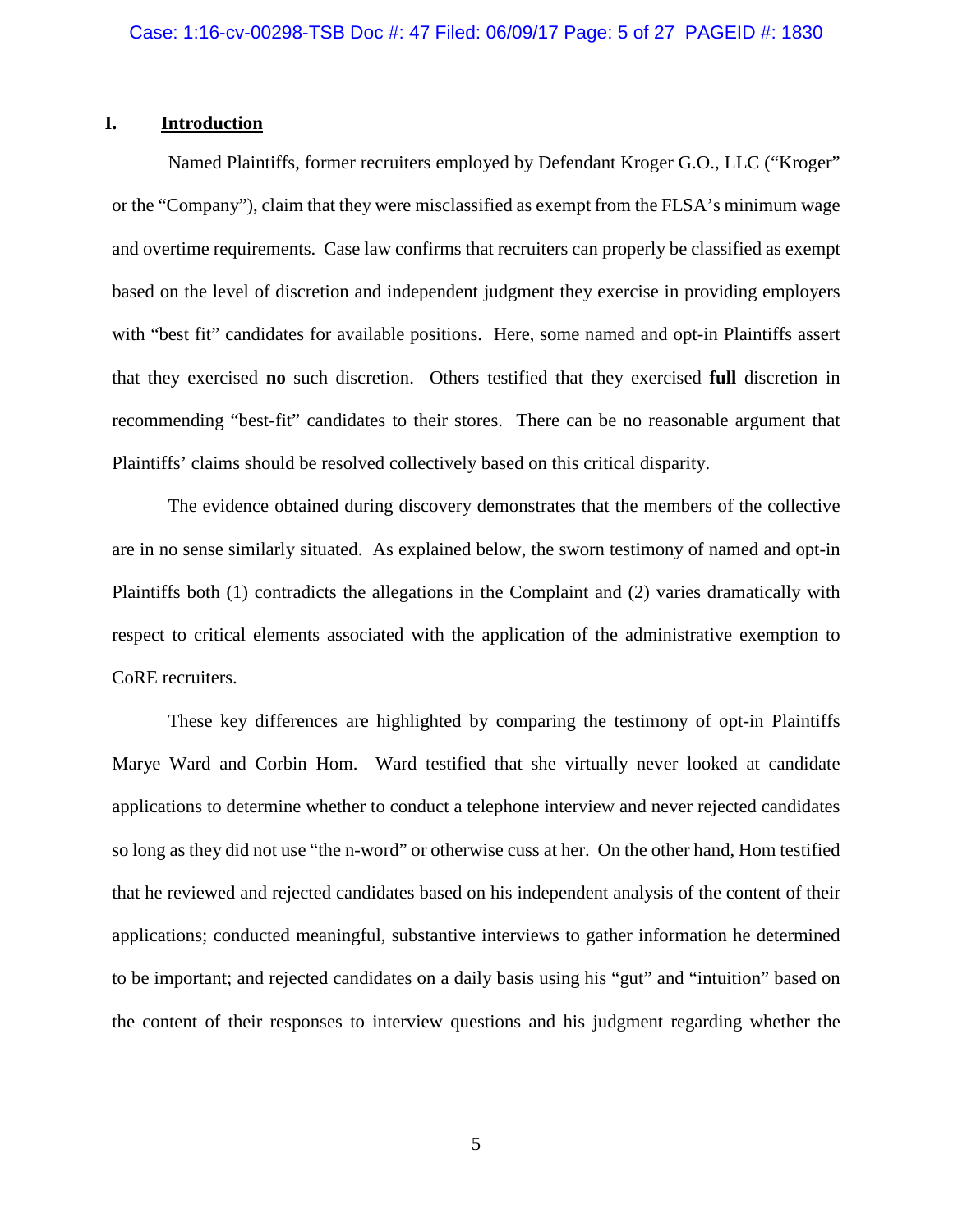## I. Introduction

Named Plaintiffs, former recruiters employed by Defendant Kroger G.O., LLC ("Kroger" or the "Company"), claim that they were misclassified as exempt from the FLSA's minimum wage and overtime requirements. Case law confirms that recruiters can properly be classified as exempt based on the level of discretion and independent judgment they exercise in providing employers with "best fit" candidates for available positions. Here, some named and opt-in Plaintiffs assert that they exercised **no** such discretion. Others testified that they exercised **full** discretion in recommending "best-fit" candidates to their stores. There can be no reasonable argument that Plaintiffs' claims should be resolved collectively based on this critical disparity.

The evidence obtained during discovery demonstrates that the members of the collective are in no sense similarly situated. As explained below, the sworn testimony of named and opt-in Plaintiffs both (1) contradicts the allegations in the Complaint and (2) varies dramatically with respect to critical elements associated with the application of the administrative exemption to CoRE recruiters.

These key differences are highlighted by comparing the testimony of opt-in Plaintiffs Marye Ward and Corbin Hom. Ward testified that she virtually never looked at candidate applications to determine whether to conduct a telephone interview and never rejected candidates so long as they did not use "the n-word" or otherwise cuss at her. On the other hand, Hom testified that he reviewed and rejected candidates based on his independent analysis of the content of their applications; conducted meaningful, substantive interviews to gather information he determined to be important; and rejected candidates on a daily basis using his "gut" and "intuition" based on the content of their responses to interview questions and his judgment regarding whether the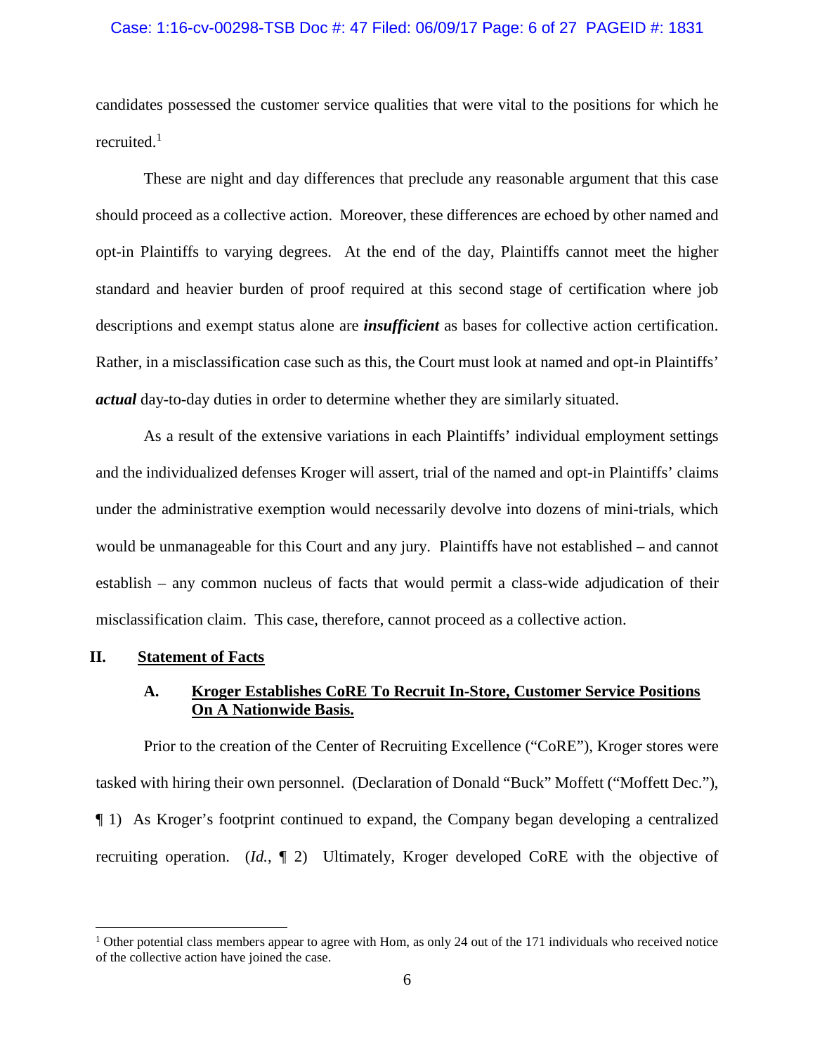candidates possessed the customer service qualities that were vital to the positions for which he recruited.[1]

These are night and day differences that preclude any reasonable argument that this case should proceed as a collective action. Moreover, these differences are echoed by other named and opt-in Plaintiffs to varying degrees. At the end of the day, Plaintiffs cannot meet the higher standard and heavier burden of proof required at this second stage of certification where job descriptions and exempt status alone are ***insufficient*** as bases for collective action certification. Rather, in a misclassification case such as this, the Court must look at named and opt-in Plaintiffs' ***actual*** day-to-day duties in order to determine whether they are similarly situated.

As a result of the extensive variations in each Plaintiffs' individual employment settings and the individualized defenses Kroger will assert, trial of the named and opt-in Plaintiffs' claims under the administrative exemption would necessarily devolve into dozens of mini-trials, which would be unmanageable for this Court and any jury. Plaintiffs have not established – and cannot establish – any common nucleus of facts that would permit a class-wide adjudication of their misclassification claim. This case, therefore, cannot proceed as a collective action.

## II. Statement of Facts

### A. Kroger Establishes CoRE To Recruit In-Store, Customer Service Positions On A Nationwide Basis.

Prior to the creation of the Center of Recruiting Excellence ("CoRE"), Kroger stores were tasked with hiring their own personnel. (Declaration of Donald "Buck" Moffett ("Moffett Dec."), ¶ 1) As Kroger's footprint continued to expand, the Company began developing a centralized recruiting operation. (*Id.*, ¶ 2) Ultimately, Kroger developed CoRE with the objective of

---

[1] Other potential class members appear to agree with Hom, as only 24 out of the 171 individuals who received notice of the collective action have joined the case.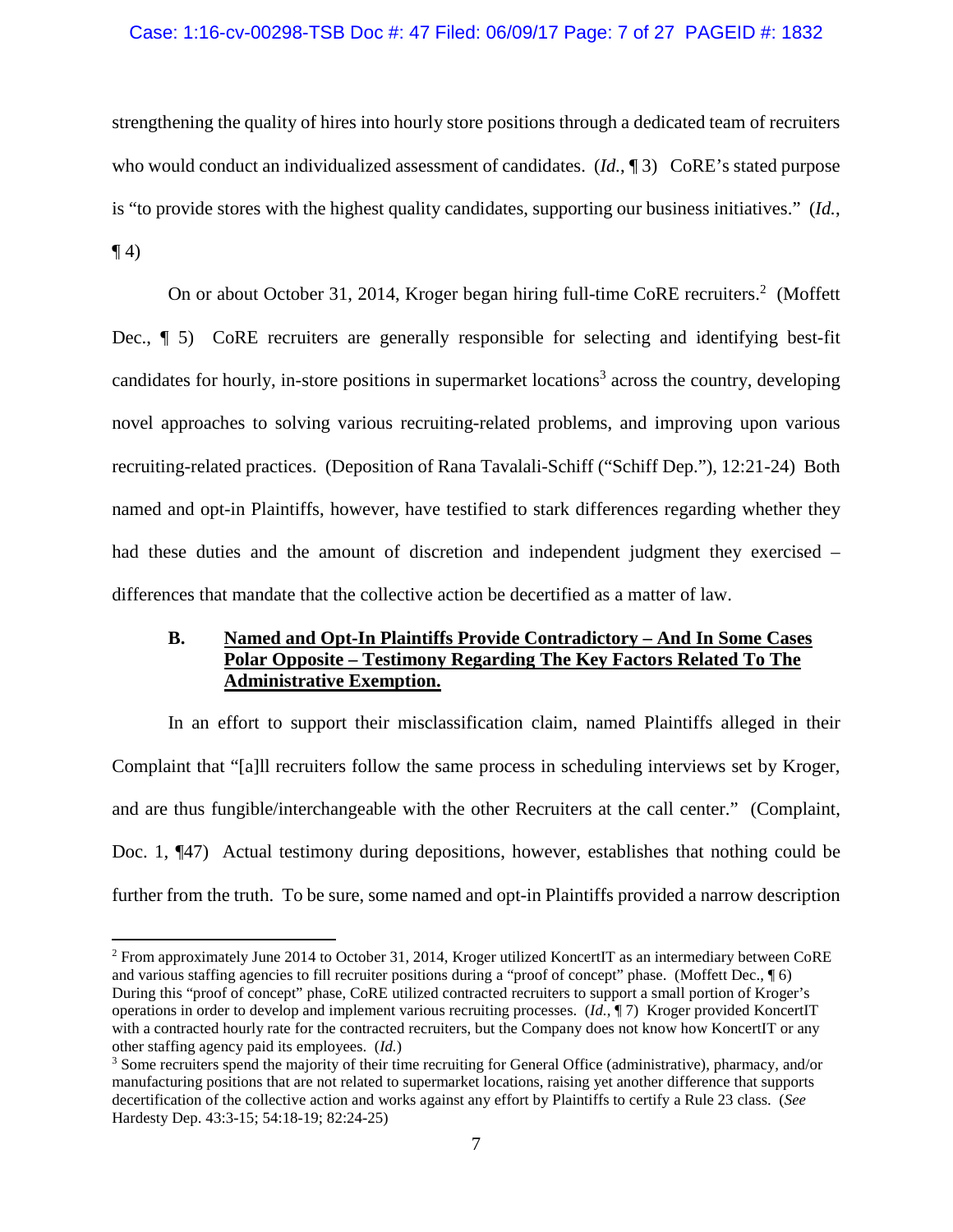strengthening the quality of hires into hourly store positions through a dedicated team of recruiters who would conduct an individualized assessment of candidates. (*Id.*, ¶ 3) CoRE's stated purpose is "to provide stores with the highest quality candidates, supporting our business initiatives." (*Id.*, ¶ 4)

On or about October 31, 2014, Kroger began hiring full-time CoRE recruiters.[2] (Moffett Dec., ¶ 5) CoRE recruiters are generally responsible for selecting and identifying best-fit candidates for hourly, in-store positions in supermarket locations[3] across the country, developing novel approaches to solving various recruiting-related problems, and improving upon various recruiting-related practices. (Deposition of Rana Tavalali-Schiff ("Schiff Dep."), 12:21-24) Both named and opt-in Plaintiffs, however, have testified to stark differences regarding whether they had these duties and the amount of discretion and independent judgment they exercised – differences that mandate that the collective action be decertified as a matter of law.

### B. Named and Opt-In Plaintiffs Provide Contradictory – And In Some Cases Polar Opposite – Testimony Regarding The Key Factors Related To The Administrative Exemption.

In an effort to support their misclassification claim, named Plaintiffs alleged in their Complaint that "[a]ll recruiters follow the same process in scheduling interviews set by Kroger, and are thus fungible/interchangeable with the other Recruiters at the call center." (Complaint, Doc. 1, ¶47) Actual testimony during depositions, however, establishes that nothing could be further from the truth. To be sure, some named and opt-in Plaintiffs provided a narrow description

---

[2] From approximately June 2014 to October 31, 2014, Kroger utilized KoncertIT as an intermediary between CoRE and various staffing agencies to fill recruiter positions during a "proof of concept" phase. (Moffett Dec., ¶ 6) During this "proof of concept" phase, CoRE utilized contracted recruiters to support a small portion of Kroger's operations in order to develop and implement various recruiting processes. (*Id.*, ¶ 7) Kroger provided KoncertIT with a contracted hourly rate for the contracted recruiters, but the Company does not know how KoncertIT or any other staffing agency paid its employees. (*Id.*)

[3] Some recruiters spend the majority of their time recruiting for General Office (administrative), pharmacy, and/or manufacturing positions that are not related to supermarket locations, raising yet another difference that supports decertification of the collective action and works against any effort by Plaintiffs to certify a Rule 23 class. (*See* Hardesty Dep. 43:3-15; 54:18-19; 82:24-25)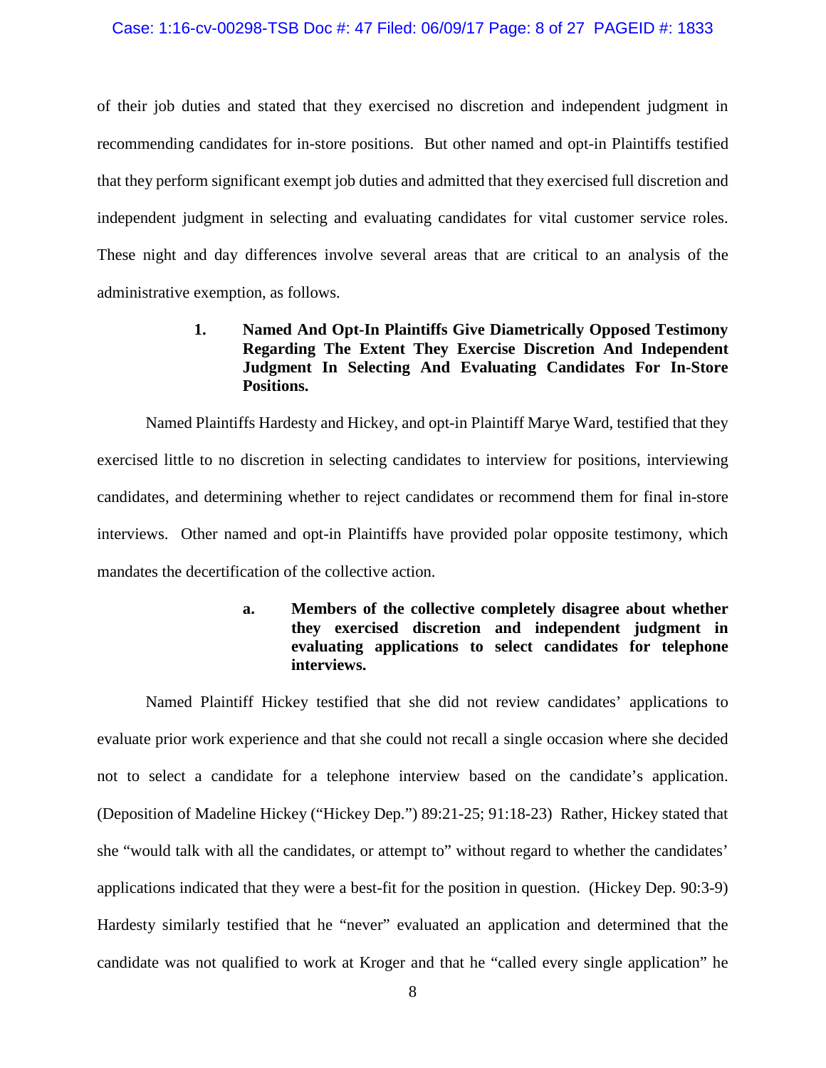of their job duties and stated that they exercised no discretion and independent judgment in recommending candidates for in-store positions. But other named and opt-in Plaintiffs testified that they perform significant exempt job duties and admitted that they exercised full discretion and independent judgment in selecting and evaluating candidates for vital customer service roles. These night and day differences involve several areas that are critical to an analysis of the administrative exemption, as follows.

### 1. Named And Opt-In Plaintiffs Give Diametrically Opposed Testimony Regarding The Extent They Exercise Discretion And Independent Judgment In Selecting And Evaluating Candidates For In-Store Positions.

Named Plaintiffs Hardesty and Hickey, and opt-in Plaintiff Marye Ward, testified that they exercised little to no discretion in selecting candidates to interview for positions, interviewing candidates, and determining whether to reject candidates or recommend them for final in-store interviews. Other named and opt-in Plaintiffs have provided polar opposite testimony, which mandates the decertification of the collective action.

#### a. Members of the collective completely disagree about whether they exercised discretion and independent judgment in evaluating applications to select candidates for telephone interviews.

Named Plaintiff Hickey testified that she did not review candidates' applications to evaluate prior work experience and that she could not recall a single occasion where she decided not to select a candidate for a telephone interview based on the candidate's application. (Deposition of Madeline Hickey ("Hickey Dep.") 89:21-25; 91:18-23) Rather, Hickey stated that she "would talk with all the candidates, or attempt to" without regard to whether the candidates' applications indicated that they were a best-fit for the position in question. (Hickey Dep. 90:3-9) Hardesty similarly testified that he "never" evaluated an application and determined that the candidate was not qualified to work at Kroger and that he "called every single application" he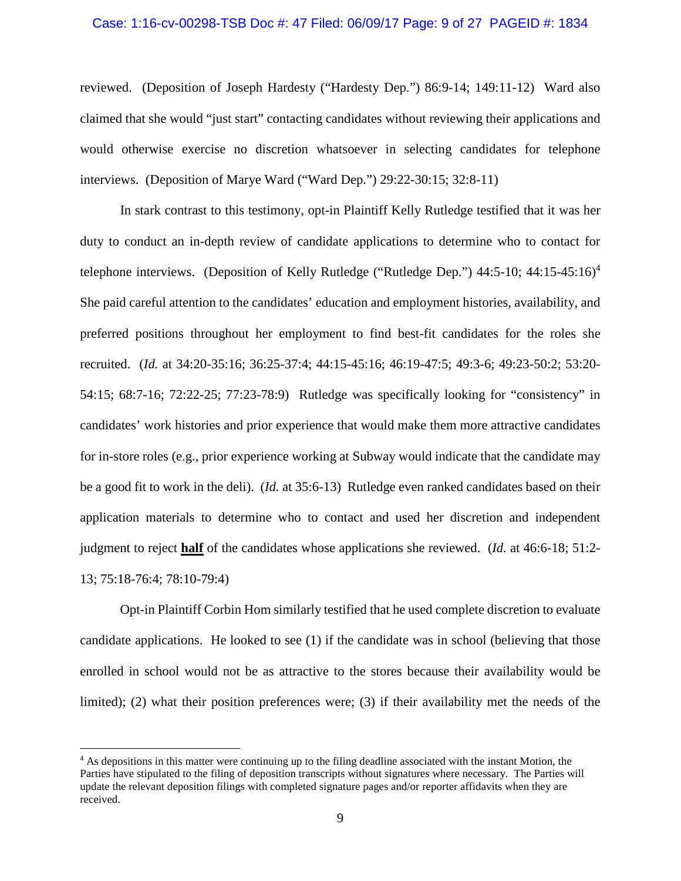reviewed. (Deposition of Joseph Hardesty ("Hardesty Dep.") 86:9-14; 149:11-12) Ward also claimed that she would "just start" contacting candidates without reviewing their applications and would otherwise exercise no discretion whatsoever in selecting candidates for telephone interviews. (Deposition of Marye Ward ("Ward Dep.") 29:22-30:15; 32:8-11)

In stark contrast to this testimony, opt-in Plaintiff Kelly Rutledge testified that it was her duty to conduct an in-depth review of candidate applications to determine who to contact for telephone interviews. (Deposition of Kelly Rutledge ("Rutledge Dep.") 44:5-10; 44:15-45:16)[4] She paid careful attention to the candidates' education and employment histories, availability, and preferred positions throughout her employment to find best-fit candidates for the roles she recruited. (*Id.* at 34:20-35:16; 36:25-37:4; 44:15-45:16; 46:19-47:5; 49:3-6; 49:23-50:2; 53:20-54:15; 68:7-16; 72:22-25; 77:23-78:9) Rutledge was specifically looking for "consistency" in candidates' work histories and prior experience that would make them more attractive candidates for in-store roles (e.g., prior experience working at Subway would indicate that the candidate may be a good fit to work in the deli). (*Id.* at 35:6-13) Rutledge even ranked candidates based on their application materials to determine who to contact and used her discretion and independent judgment to reject **half** of the candidates whose applications she reviewed. (*Id.* at 46:6-18; 51:2-13; 75:18-76:4; 78:10-79:4)

Opt-in Plaintiff Corbin Hom similarly testified that he used complete discretion to evaluate candidate applications. He looked to see (1) if the candidate was in school (believing that those enrolled in school would not be as attractive to the stores because their availability would be limited); (2) what their position preferences were; (3) if their availability met the needs of the

[4] As depositions in this matter were continuing up to the filing deadline associated with the instant Motion, the Parties have stipulated to the filing of deposition transcripts without signatures where necessary. The Parties will update the relevant deposition filings with completed signature pages and/or reporter affidavits when they are received.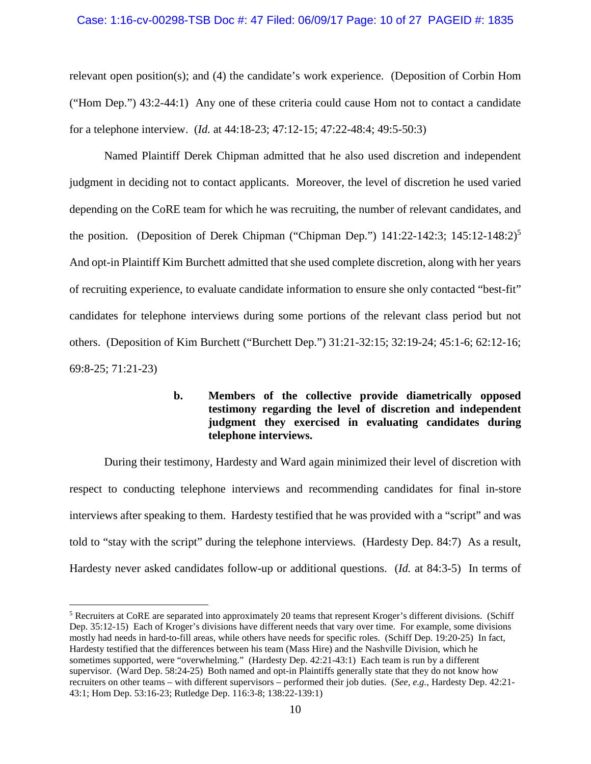relevant open position(s); and (4) the candidate's work experience. (Deposition of Corbin Hom ("Hom Dep.") 43:2-44:1) Any one of these criteria could cause Hom not to contact a candidate for a telephone interview. (*Id.* at 44:18-23; 47:12-15; 47:22-48:4; 49:5-50:3)

Named Plaintiff Derek Chipman admitted that he also used discretion and independent judgment in deciding not to contact applicants. Moreover, the level of discretion he used varied depending on the CoRE team for which he was recruiting, the number of relevant candidates, and the position. (Deposition of Derek Chipman ("Chipman Dep.") 141:22-142:3; 145:12-148:2)[5] And opt-in Plaintiff Kim Burchett admitted that she used complete discretion, along with her years of recruiting experience, to evaluate candidate information to ensure she only contacted "best-fit" candidates for telephone interviews during some portions of the relevant class period but not others. (Deposition of Kim Burchett ("Burchett Dep.") 31:21-32:15; 32:19-24; 45:1-6; 62:12-16; 69:8-25; 71:21-23)

**b. Members of the collective provide diametrically opposed testimony regarding the level of discretion and independent judgment they exercised in evaluating candidates during telephone interviews.**

During their testimony, Hardesty and Ward again minimized their level of discretion with respect to conducting telephone interviews and recommending candidates for final in-store interviews after speaking to them. Hardesty testified that he was provided with a "script" and was told to "stay with the script" during the telephone interviews. (Hardesty Dep. 84:7) As a result, Hardesty never asked candidates follow-up or additional questions. (*Id.* at 84:3-5) In terms of

[5] Recruiters at CoRE are separated into approximately 20 teams that represent Kroger's different divisions. (Schiff Dep. 35:12-15) Each of Kroger's divisions have different needs that vary over time. For example, some divisions mostly had needs in hard-to-fill areas, while others have needs for specific roles. (Schiff Dep. 19:20-25) In fact, Hardesty testified that the differences between his team (Mass Hire) and the Nashville Division, which he sometimes supported, were "overwhelming." (Hardesty Dep. 42:21-43:1) Each team is run by a different supervisor. (Ward Dep. 58:24-25) Both named and opt-in Plaintiffs generally state that they do not know how recruiters on other teams – with different supervisors – performed their job duties. (*See, e.g.,* Hardesty Dep. 42:21-43:1; Hom Dep. 53:16-23; Rutledge Dep. 116:3-8; 138:22-139:1)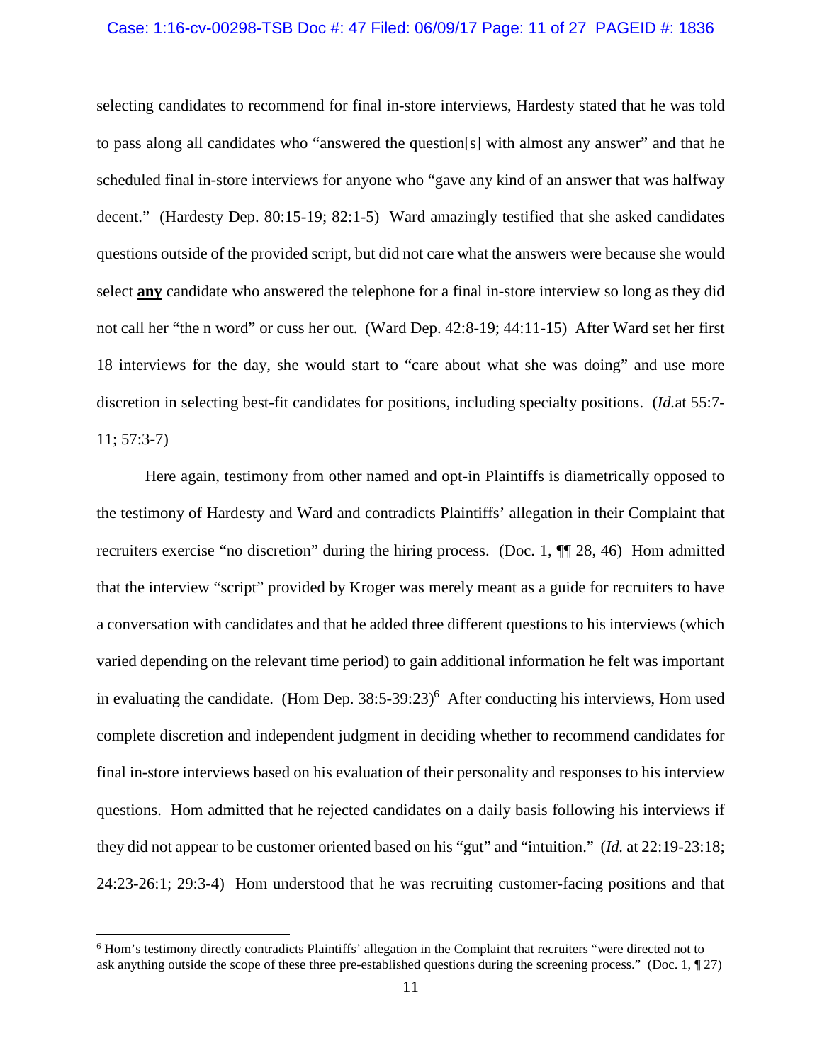selecting candidates to recommend for final in-store interviews, Hardesty stated that he was told to pass along all candidates who "answered the question[s] with almost any answer" and that he scheduled final in-store interviews for anyone who "gave any kind of an answer that was halfway decent." (Hardesty Dep. 80:15-19; 82:1-5) Ward amazingly testified that she asked candidates questions outside of the provided script, but did not care what the answers were because she would select **any** candidate who answered the telephone for a final in-store interview so long as they did not call her "the n word" or cuss her out. (Ward Dep. 42:8-19; 44:11-15) After Ward set her first 18 interviews for the day, she would start to "care about what she was doing" and use more discretion in selecting best-fit candidates for positions, including specialty positions. (*Id.*at 55:7-11; 57:3-7)

Here again, testimony from other named and opt-in Plaintiffs is diametrically opposed to the testimony of Hardesty and Ward and contradicts Plaintiffs' allegation in their Complaint that recruiters exercise "no discretion" during the hiring process. (Doc. 1, ¶¶ 28, 46) Hom admitted that the interview "script" provided by Kroger was merely meant as a guide for recruiters to have a conversation with candidates and that he added three different questions to his interviews (which varied depending on the relevant time period) to gain additional information he felt was important in evaluating the candidate. (Hom Dep. 38:5-39:23)[6] After conducting his interviews, Hom used complete discretion and independent judgment in deciding whether to recommend candidates for final in-store interviews based on his evaluation of their personality and responses to his interview questions. Hom admitted that he rejected candidates on a daily basis following his interviews if they did not appear to be customer oriented based on his "gut" and "intuition." (*Id.* at 22:19-23:18; 24:23-26:1; 29:3-4) Hom understood that he was recruiting customer-facing positions and that

[6] Hom's testimony directly contradicts Plaintiffs' allegation in the Complaint that recruiters "were directed not to ask anything outside the scope of these three pre-established questions during the screening process." (Doc. 1, ¶ 27)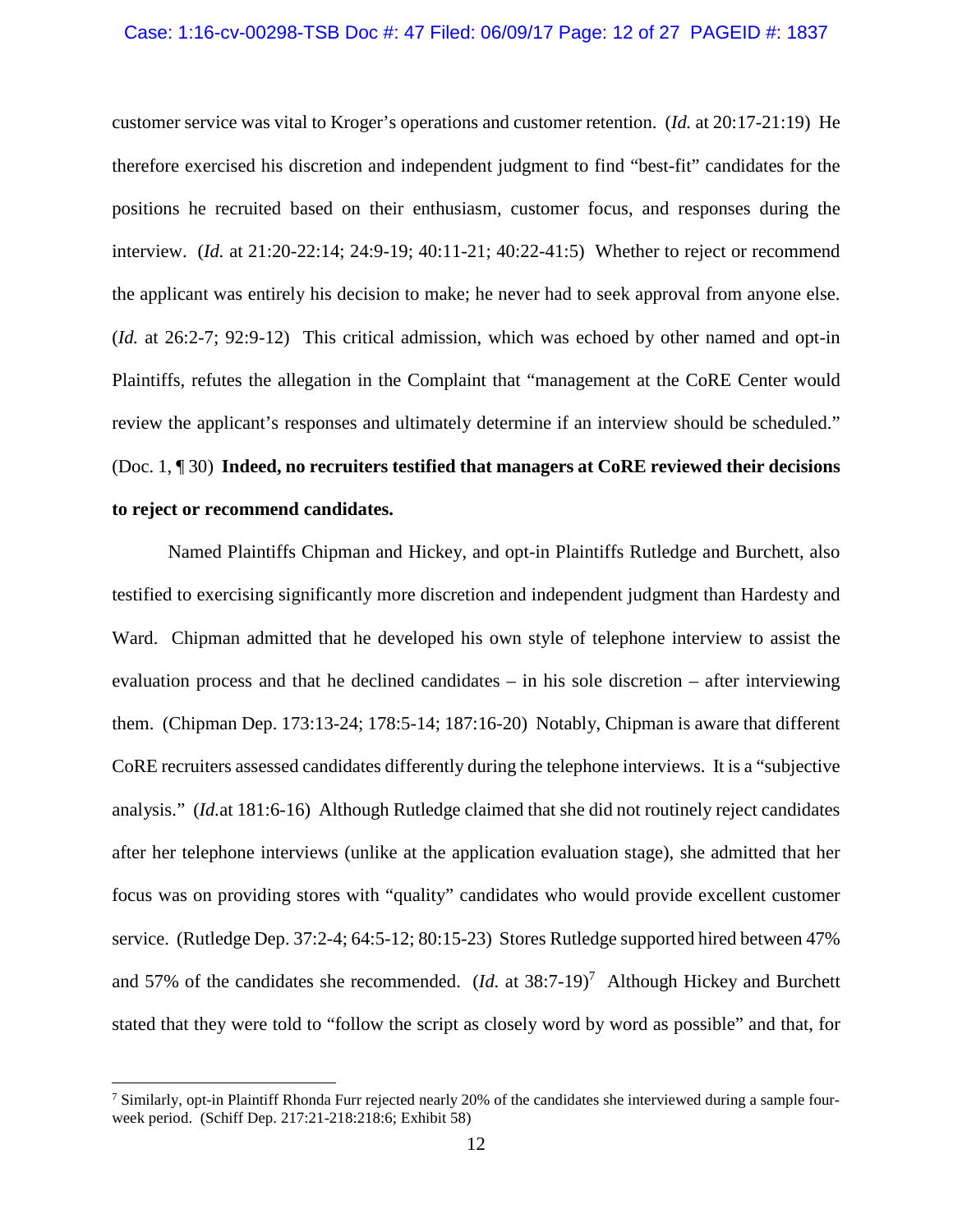customer service was vital to Kroger's operations and customer retention. (*Id.* at 20:17-21:19) He therefore exercised his discretion and independent judgment to find "best-fit" candidates for the positions he recruited based on their enthusiasm, customer focus, and responses during the interview. (*Id.* at 21:20-22:14; 24:9-19; 40:11-21; 40:22-41:5) Whether to reject or recommend the applicant was entirely his decision to make; he never had to seek approval from anyone else. (*Id.* at 26:2-7; 92:9-12) This critical admission, which was echoed by other named and opt-in Plaintiffs, refutes the allegation in the Complaint that "management at the CoRE Center would review the applicant's responses and ultimately determine if an interview should be scheduled." (Doc. 1, ¶ 30) **Indeed, no recruiters testified that managers at CoRE reviewed their decisions to reject or recommend candidates.**

Named Plaintiffs Chipman and Hickey, and opt-in Plaintiffs Rutledge and Burchett, also testified to exercising significantly more discretion and independent judgment than Hardesty and Ward. Chipman admitted that he developed his own style of telephone interview to assist the evaluation process and that he declined candidates – in his sole discretion – after interviewing them. (Chipman Dep. 173:13-24; 178:5-14; 187:16-20) Notably, Chipman is aware that different CoRE recruiters assessed candidates differently during the telephone interviews. It is a "subjective analysis." (*Id.*at 181:6-16) Although Rutledge claimed that she did not routinely reject candidates after her telephone interviews (unlike at the application evaluation stage), she admitted that her focus was on providing stores with "quality" candidates who would provide excellent customer service. (Rutledge Dep. 37:2-4; 64:5-12; 80:15-23) Stores Rutledge supported hired between 47% and 57% of the candidates she recommended. (*Id.* at 38:7-19)[7] Although Hickey and Burchett stated that they were told to "follow the script as closely word by word as possible" and that, for

[7] Similarly, opt-in Plaintiff Rhonda Furr rejected nearly 20% of the candidates she interviewed during a sample four-week period. (Schiff Dep. 217:21-218:218:6; Exhibit 58)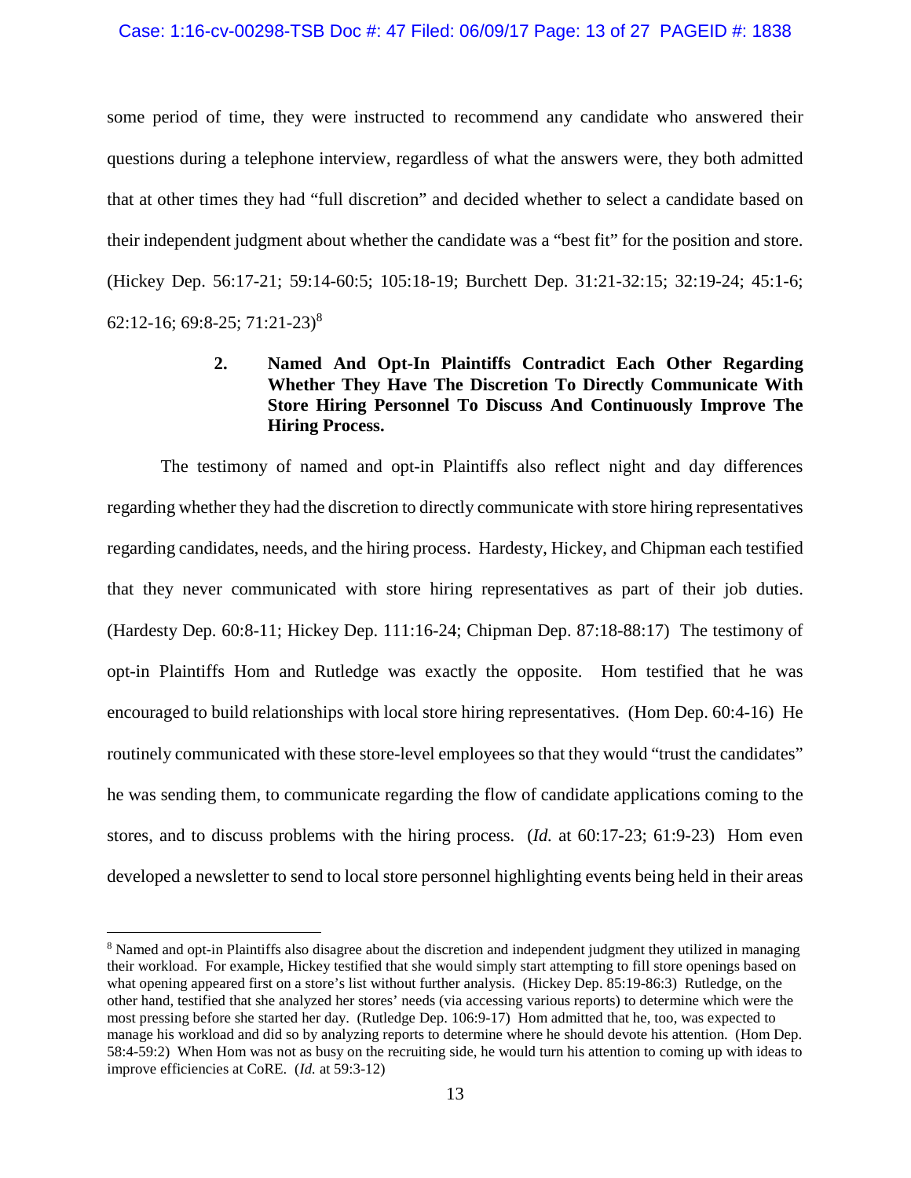some period of time, they were instructed to recommend any candidate who answered their questions during a telephone interview, regardless of what the answers were, they both admitted that at other times they had "full discretion" and decided whether to select a candidate based on their independent judgment about whether the candidate was a "best fit" for the position and store. (Hickey Dep. 56:17-21; 59:14-60:5; 105:18-19; Burchett Dep. 31:21-32:15; 32:19-24; 45:1-6; 62:12-16; 69:8-25; 71:21-23)[8]

### 2. Named And Opt-In Plaintiffs Contradict Each Other Regarding Whether They Have The Discretion To Directly Communicate With Store Hiring Personnel To Discuss And Continuously Improve The Hiring Process.

The testimony of named and opt-in Plaintiffs also reflect night and day differences regarding whether they had the discretion to directly communicate with store hiring representatives regarding candidates, needs, and the hiring process. Hardesty, Hickey, and Chipman each testified that they never communicated with store hiring representatives as part of their job duties. (Hardesty Dep. 60:8-11; Hickey Dep. 111:16-24; Chipman Dep. 87:18-88:17) The testimony of opt-in Plaintiffs Hom and Rutledge was exactly the opposite. Hom testified that he was encouraged to build relationships with local store hiring representatives. (Hom Dep. 60:4-16) He routinely communicated with these store-level employees so that they would "trust the candidates" he was sending them, to communicate regarding the flow of candidate applications coming to the stores, and to discuss problems with the hiring process. (*Id.* at 60:17-23; 61:9-23) Hom even developed a newsletter to send to local store personnel highlighting events being held in their areas

[8] Named and opt-in Plaintiffs also disagree about the discretion and independent judgment they utilized in managing their workload. For example, Hickey testified that she would simply start attempting to fill store openings based on what opening appeared first on a store's list without further analysis. (Hickey Dep. 85:19-86:3) Rutledge, on the other hand, testified that she analyzed her stores' needs (via accessing various reports) to determine which were the most pressing before she started her day. (Rutledge Dep. 106:9-17) Hom admitted that he, too, was expected to manage his workload and did so by analyzing reports to determine where he should devote his attention. (Hom Dep. 58:4-59:2) When Hom was not as busy on the recruiting side, he would turn his attention to coming up with ideas to improve efficiencies at CoRE. (*Id.* at 59:3-12)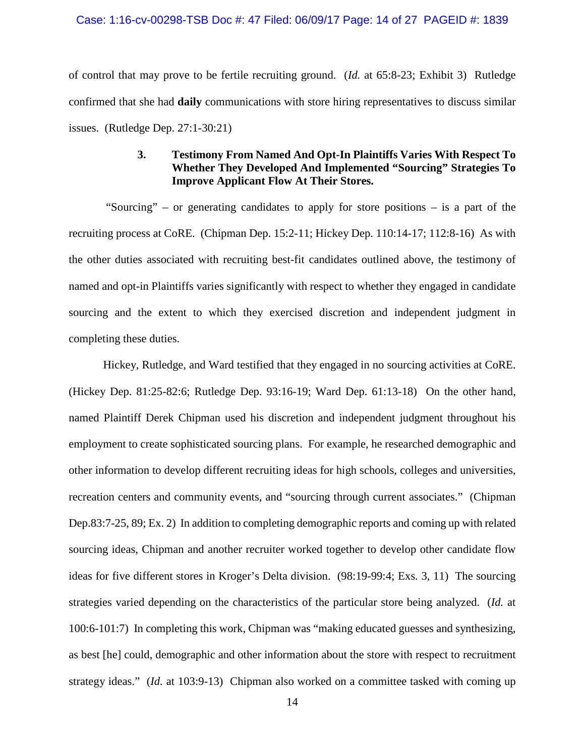of control that may prove to be fertile recruiting ground. (*Id.* at 65:8-23; Exhibit 3) Rutledge confirmed that she had **daily** communications with store hiring representatives to discuss similar issues. (Rutledge Dep. 27:1-30:21)

### 3. Testimony From Named And Opt-In Plaintiffs Varies With Respect To Whether They Developed And Implemented "Sourcing" Strategies To Improve Applicant Flow At Their Stores.

"Sourcing" – or generating candidates to apply for store positions – is a part of the recruiting process at CoRE. (Chipman Dep. 15:2-11; Hickey Dep. 110:14-17; 112:8-16) As with the other duties associated with recruiting best-fit candidates outlined above, the testimony of named and opt-in Plaintiffs varies significantly with respect to whether they engaged in candidate sourcing and the extent to which they exercised discretion and independent judgment in completing these duties.

Hickey, Rutledge, and Ward testified that they engaged in no sourcing activities at CoRE. (Hickey Dep. 81:25-82:6; Rutledge Dep. 93:16-19; Ward Dep. 61:13-18) On the other hand, named Plaintiff Derek Chipman used his discretion and independent judgment throughout his employment to create sophisticated sourcing plans. For example, he researched demographic and other information to develop different recruiting ideas for high schools, colleges and universities, recreation centers and community events, and "sourcing through current associates." (Chipman Dep.83:7-25, 89; Ex. 2) In addition to completing demographic reports and coming up with related sourcing ideas, Chipman and another recruiter worked together to develop other candidate flow ideas for five different stores in Kroger's Delta division. (98:19-99:4; Exs. 3, 11) The sourcing strategies varied depending on the characteristics of the particular store being analyzed. (*Id.* at 100:6-101:7) In completing this work, Chipman was "making educated guesses and synthesizing, as best [he] could, demographic and other information about the store with respect to recruitment strategy ideas." (*Id.* at 103:9-13) Chipman also worked on a committee tasked with coming up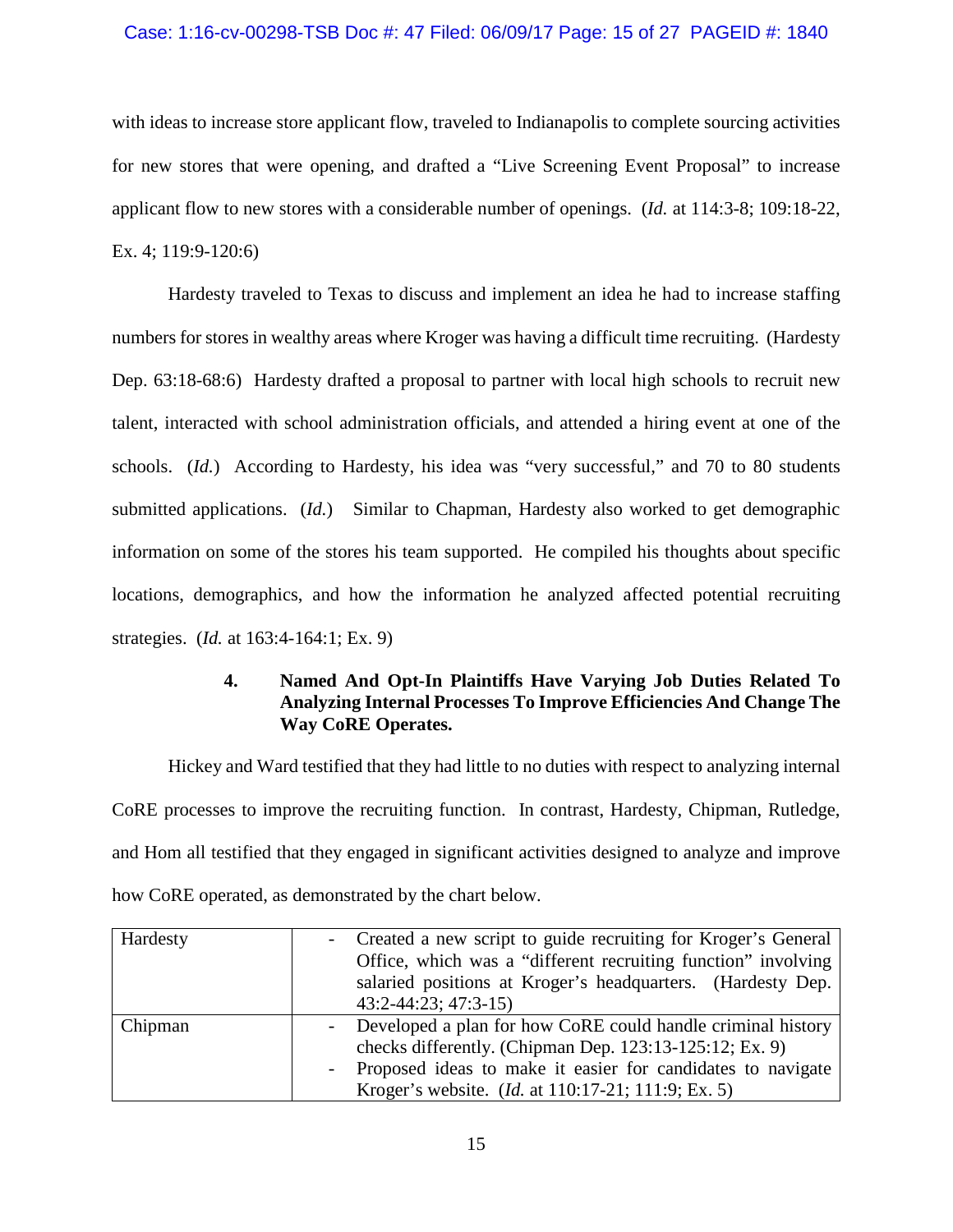with ideas to increase store applicant flow, traveled to Indianapolis to complete sourcing activities for new stores that were opening, and drafted a "Live Screening Event Proposal" to increase applicant flow to new stores with a considerable number of openings. (*Id.* at 114:3-8; 109:18-22, Ex. 4; 119:9-120:6)

Hardesty traveled to Texas to discuss and implement an idea he had to increase staffing numbers for stores in wealthy areas where Kroger was having a difficult time recruiting. (Hardesty Dep. 63:18-68:6) Hardesty drafted a proposal to partner with local high schools to recruit new talent, interacted with school administration officials, and attended a hiring event at one of the schools. (*Id.*) According to Hardesty, his idea was "very successful," and 70 to 80 students submitted applications. (*Id.*) Similar to Chapman, Hardesty also worked to get demographic information on some of the stores his team supported. He compiled his thoughts about specific locations, demographics, and how the information he analyzed affected potential recruiting strategies. (*Id.* at 163:4-164:1; Ex. 9)

#### 4. Named And Opt-In Plaintiffs Have Varying Job Duties Related To Analyzing Internal Processes To Improve Efficiencies And Change The Way CoRE Operates.

Hickey and Ward testified that they had little to no duties with respect to analyzing internal CoRE processes to improve the recruiting function. In contrast, Hardesty, Chipman, Rutledge, and Hom all testified that they engaged in significant activities designed to analyze and improve how CoRE operated, as demonstrated by the chart below.

| | |
|---|---|
| Hardesty | - Created a new script to guide recruiting for Kroger's General Office, which was a "different recruiting function" involving salaried positions at Kroger's headquarters. (Hardesty Dep. 43:2-44:23; 47:3-15) |
| Chipman | - Developed a plan for how CoRE could handle criminal history checks differently. (Chipman Dep. 123:13-125:12; Ex. 9)<br>- Proposed ideas to make it easier for candidates to navigate Kroger's website. (*Id.* at 110:17-21; 111:9; Ex. 5) |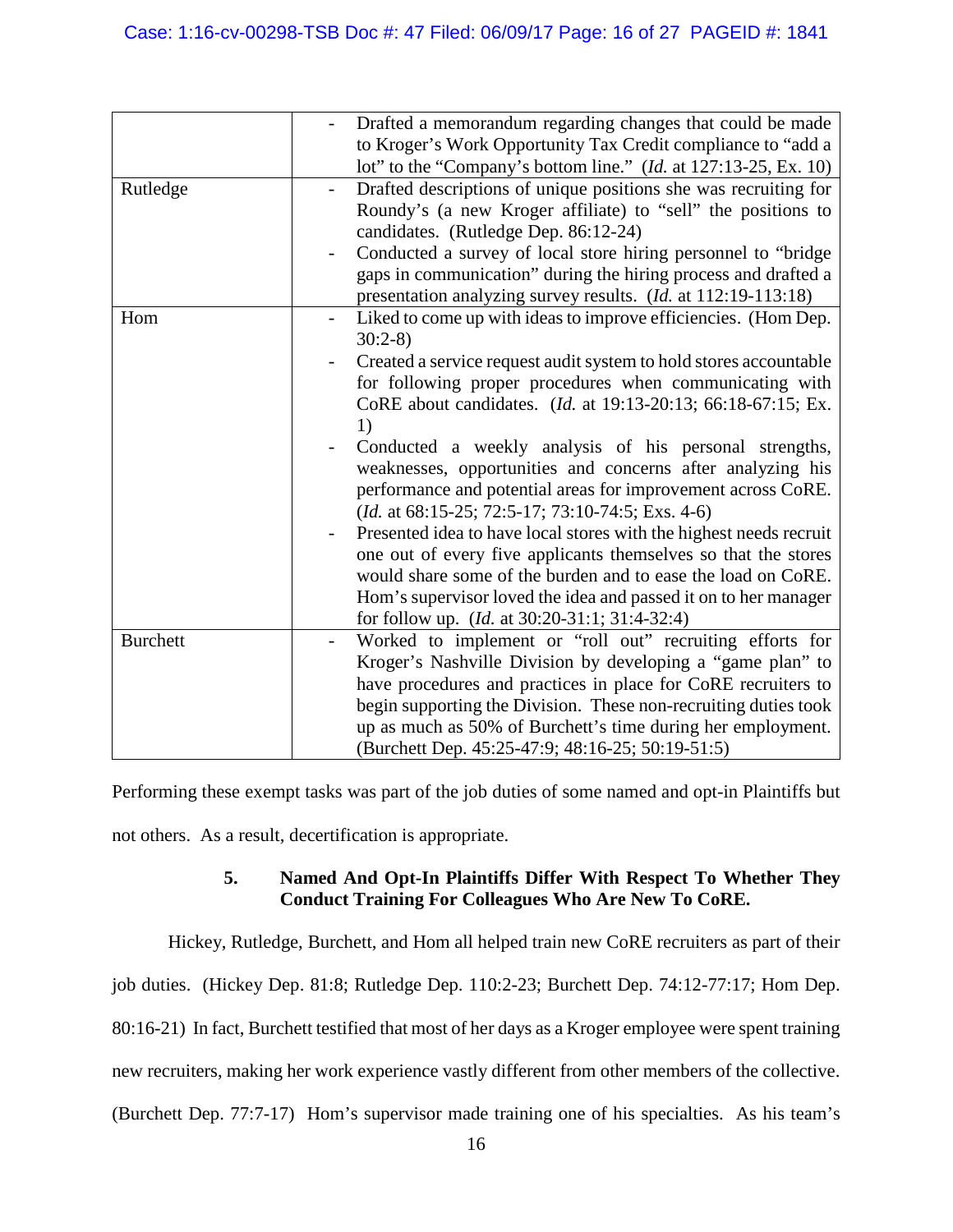| | |
|---|---|
| | - Drafted a memorandum regarding changes that could be made to Kroger's Work Opportunity Tax Credit compliance to "add a lot" to the "Company's bottom line." (*Id.* at 127:13-25, Ex. 10) |
| Rutledge | - Drafted descriptions of unique positions she was recruiting for Roundy's (a new Kroger affiliate) to "sell" the positions to candidates. (Rutledge Dep. 86:12-24)<br>- Conducted a survey of local store hiring personnel to "bridge gaps in communication" during the hiring process and drafted a presentation analyzing survey results. (*Id.* at 112:19-113:18) |
| Hom | - Liked to come up with ideas to improve efficiencies. (Hom Dep. 30:2-8)<br>- Created a service request audit system to hold stores accountable for following proper procedures when communicating with CoRE about candidates. (*Id.* at 19:13-20:13; 66:18-67:15; Ex. 1)<br>- Conducted a weekly analysis of his personal strengths, weaknesses, opportunities and concerns after analyzing his performance and potential areas for improvement across CoRE. (*Id.* at 68:15-25; 72:5-17; 73:10-74:5; Exs. 4-6)<br>- Presented idea to have local stores with the highest needs recruit one out of every five applicants themselves so that the stores would share some of the burden and to ease the load on CoRE. Hom's supervisor loved the idea and passed it on to her manager for follow up. (*Id.* at 30:20-31:1; 31:4-32:4) |
| Burchett | - Worked to implement or "roll out" recruiting efforts for Kroger's Nashville Division by developing a "game plan" to have procedures and practices in place for CoRE recruiters to begin supporting the Division. These non-recruiting duties took up as much as 50% of Burchett's time during her employment. (Burchett Dep. 45:25-47:9; 48:16-25; 50:19-51:5) |

Performing these exempt tasks was part of the job duties of some named and opt-in Plaintiffs but not others. As a result, decertification is appropriate.

#### 5. Named And Opt-In Plaintiffs Differ With Respect To Whether They Conduct Training For Colleagues Who Are New To CoRE.

Hickey, Rutledge, Burchett, and Hom all helped train new CoRE recruiters as part of their job duties. (Hickey Dep. 81:8; Rutledge Dep. 110:2-23; Burchett Dep. 74:12-77:17; Hom Dep. 80:16-21) In fact, Burchett testified that most of her days as a Kroger employee were spent training new recruiters, making her work experience vastly different from other members of the collective. (Burchett Dep. 77:7-17) Hom's supervisor made training one of his specialties. As his team's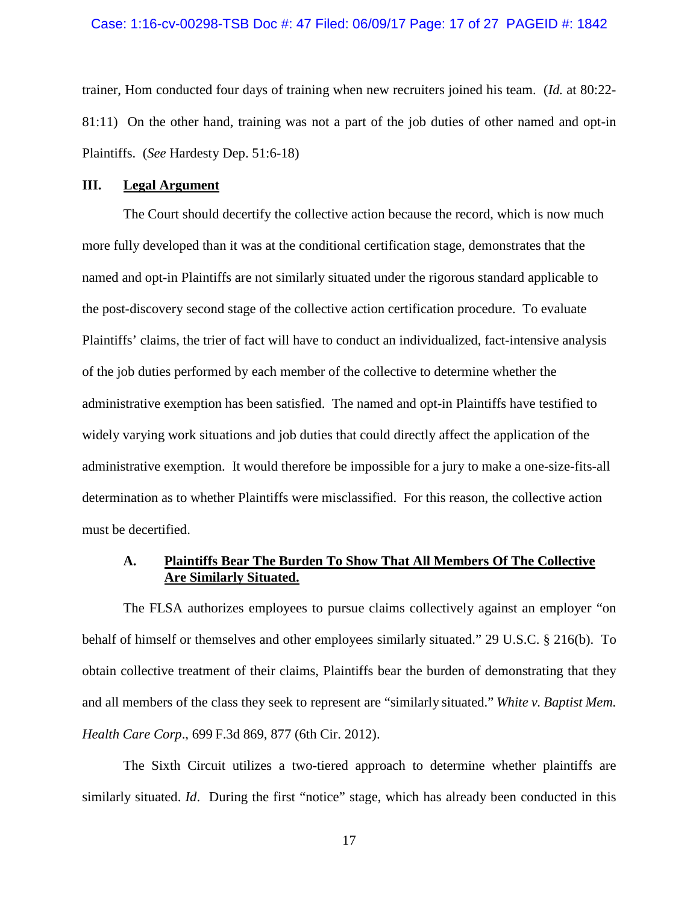trainer, Hom conducted four days of training when new recruiters joined his team. (*Id.* at 80:22-81:11) On the other hand, training was not a part of the job duties of other named and opt-in Plaintiffs. (*See* Hardesty Dep. 51:6-18)

## III. Legal Argument

The Court should decertify the collective action because the record, which is now much more fully developed than it was at the conditional certification stage, demonstrates that the named and opt-in Plaintiffs are not similarly situated under the rigorous standard applicable to the post-discovery second stage of the collective action certification procedure. To evaluate Plaintiffs' claims, the trier of fact will have to conduct an individualized, fact-intensive analysis of the job duties performed by each member of the collective to determine whether the administrative exemption has been satisfied. The named and opt-in Plaintiffs have testified to widely varying work situations and job duties that could directly affect the application of the administrative exemption. It would therefore be impossible for a jury to make a one-size-fits-all determination as to whether Plaintiffs were misclassified. For this reason, the collective action must be decertified.

### A. Plaintiffs Bear The Burden To Show That All Members Of The Collective Are Similarly Situated.

The FLSA authorizes employees to pursue claims collectively against an employer "on behalf of himself or themselves and other employees similarly situated." 29 U.S.C. § 216(b). To obtain collective treatment of their claims, Plaintiffs bear the burden of demonstrating that they and all members of the class they seek to represent are "similarly situated." *White v. Baptist Mem. Health Care Corp*., 699 F.3d 869, 877 (6th Cir. 2012).

The Sixth Circuit utilizes a two-tiered approach to determine whether plaintiffs are similarly situated. *Id*. During the first "notice" stage, which has already been conducted in this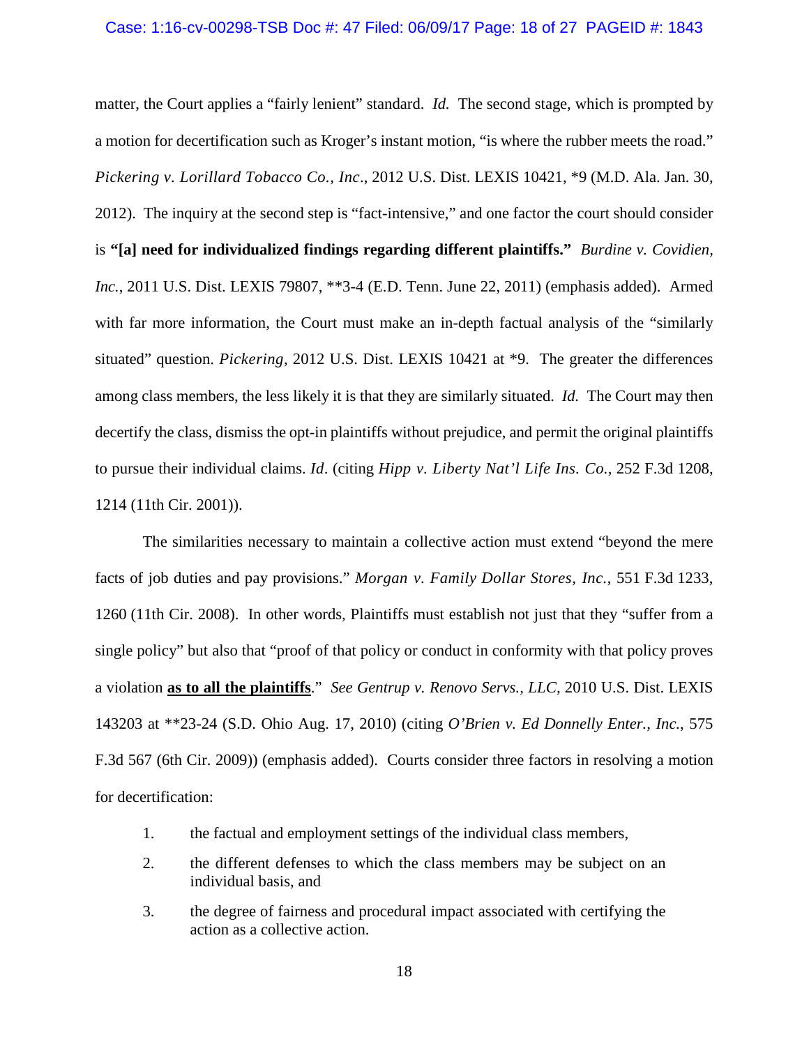matter, the Court applies a "fairly lenient" standard. *Id.* The second stage, which is prompted by a motion for decertification such as Kroger's instant motion, "is where the rubber meets the road." *Pickering v. Lorillard Tobacco Co., Inc*., 2012 U.S. Dist. LEXIS 10421, *9 (M.D. Ala. Jan. 30, 2012). The inquiry at the second step is "fact-intensive," and one factor the court should consider is **"[a] need for individualized findings regarding different plaintiffs."** *Burdine v. Covidien, Inc.*, 2011 U.S. Dist. LEXIS 79807, **3-4 (E.D. Tenn. June 22, 2011) (emphasis added). Armed with far more information, the Court must make an in-depth factual analysis of the "similarly situated" question. *Pickering*, 2012 U.S. Dist. LEXIS 10421 at *9. The greater the differences among class members, the less likely it is that they are similarly situated. *Id.* The Court may then decertify the class, dismiss the opt-in plaintiffs without prejudice, and permit the original plaintiffs to pursue their individual claims. *Id*. (citing *Hipp v. Liberty Nat'l Life Ins. Co.*, 252 F.3d 1208, 1214 (11th Cir. 2001)).

The similarities necessary to maintain a collective action must extend "beyond the mere facts of job duties and pay provisions." *Morgan v. Family Dollar Stores, Inc.*, 551 F.3d 1233, 1260 (11th Cir. 2008). In other words, Plaintiffs must establish not just that they "suffer from a single policy" but also that "proof of that policy or conduct in conformity with that policy proves a violation <u>**as to all the plaintiffs**</u>." *See Gentrup v. Renovo Servs., LLC*, 2010 U.S. Dist. LEXIS 143203 at **23-24 (S.D. Ohio Aug. 17, 2010) (citing *O'Brien v. Ed Donnelly Enter., Inc.*, 575 F.3d 567 (6th Cir. 2009)) (emphasis added). Courts consider three factors in resolving a motion for decertification:

1. the factual and employment settings of the individual class members,
2. the different defenses to which the class members may be subject on an individual basis, and
3. the degree of fairness and procedural impact associated with certifying the action as a collective action.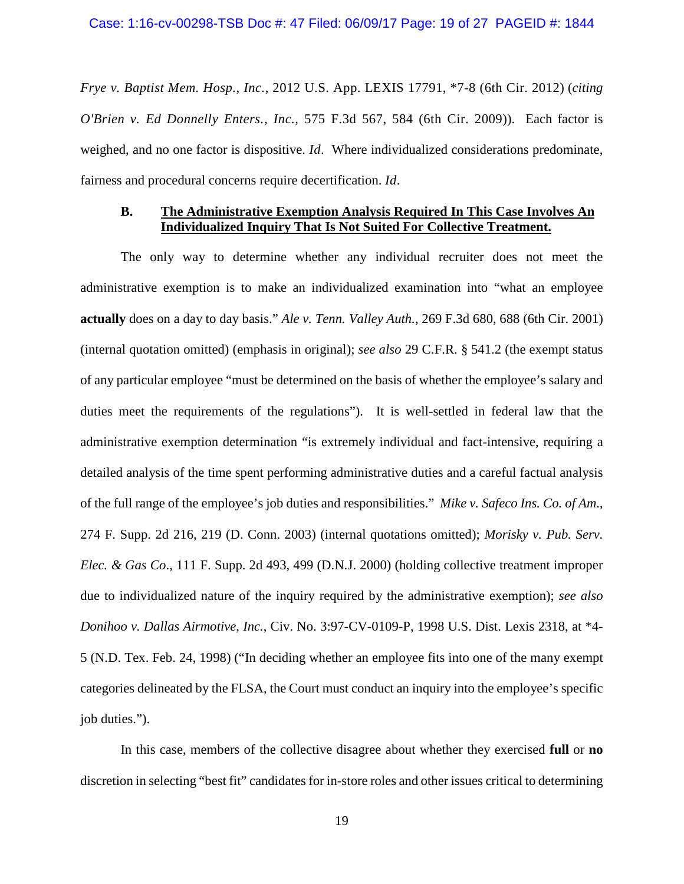*Frye v. Baptist Mem. Hosp., Inc.*, 2012 U.S. App. LEXIS 17791, *7-8 (6th Cir. 2012) (*citing O'Brien v. Ed Donnelly Enters., Inc.*, 575 F.3d 567, 584 (6th Cir. 2009)). Each factor is weighed, and no one factor is dispositive. *Id*. Where individualized considerations predominate, fairness and procedural concerns require decertification. *Id*.

### B. The Administrative Exemption Analysis Required In This Case Involves An Individualized Inquiry That Is Not Suited For Collective Treatment.

The only way to determine whether any individual recruiter does not meet the administrative exemption is to make an individualized examination into "what an employee **actually** does on a day to day basis." *Ale v. Tenn. Valley Auth.*, 269 F.3d 680, 688 (6th Cir. 2001) (internal quotation omitted) (emphasis in original); *see also* 29 C.F.R. § 541.2 (the exempt status of any particular employee "must be determined on the basis of whether the employee's salary and duties meet the requirements of the regulations"). It is well-settled in federal law that the administrative exemption determination "is extremely individual and fact-intensive, requiring a detailed analysis of the time spent performing administrative duties and a careful factual analysis of the full range of the employee's job duties and responsibilities." *Mike v. Safeco Ins. Co. of Am.*, 274 F. Supp. 2d 216, 219 (D. Conn. 2003) (internal quotations omitted); *Morisky v. Pub. Serv. Elec. & Gas Co.*, 111 F. Supp. 2d 493, 499 (D.N.J. 2000) (holding collective treatment improper due to individualized nature of the inquiry required by the administrative exemption); *see also Donihoo v. Dallas Airmotive, Inc.*, Civ. No. 3:97-CV-0109-P, 1998 U.S. Dist. Lexis 2318, at *4-5 (N.D. Tex. Feb. 24, 1998) ("In deciding whether an employee fits into one of the many exempt categories delineated by the FLSA, the Court must conduct an inquiry into the employee's specific job duties.").

In this case, members of the collective disagree about whether they exercised **full** or **no** discretion in selecting "best fit" candidates for in-store roles and other issues critical to determining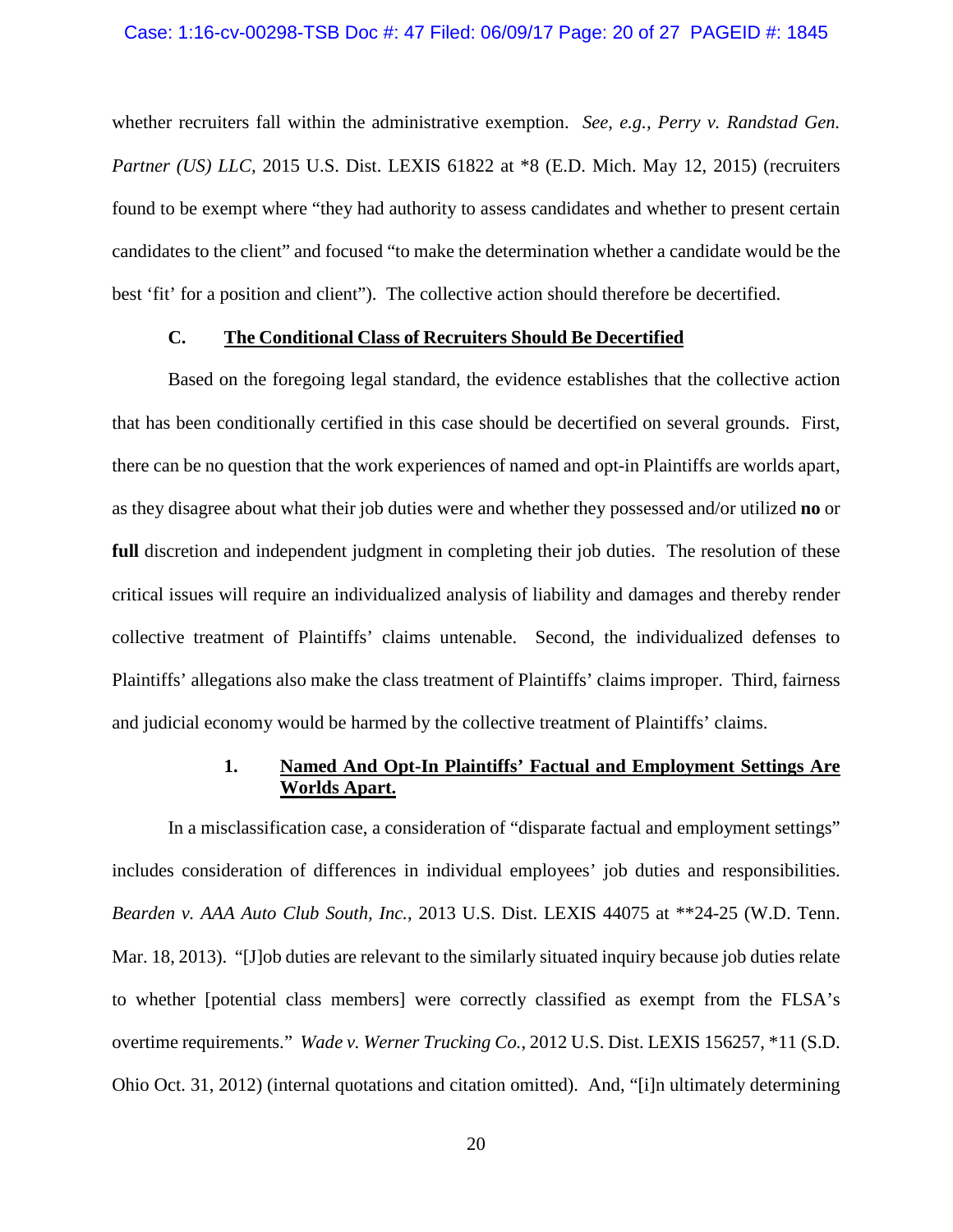whether recruiters fall within the administrative exemption. *See, e.g., Perry v. Randstad Gen. Partner (US) LLC*, 2015 U.S. Dist. LEXIS 61822 at *8 (E.D. Mich. May 12, 2015) (recruiters found to be exempt where "they had authority to assess candidates and whether to present certain candidates to the client" and focused "to make the determination whether a candidate would be the best 'fit' for a position and client"). The collective action should therefore be decertified.

### C. <u>The Conditional Class of Recruiters Should Be Decertified</u>

Based on the foregoing legal standard, the evidence establishes that the collective action that has been conditionally certified in this case should be decertified on several grounds. First, there can be no question that the work experiences of named and opt-in Plaintiffs are worlds apart, as they disagree about what their job duties were and whether they possessed and/or utilized **no** or **full** discretion and independent judgment in completing their job duties. The resolution of these critical issues will require an individualized analysis of liability and damages and thereby render collective treatment of Plaintiffs' claims untenable. Second, the individualized defenses to Plaintiffs' allegations also make the class treatment of Plaintiffs' claims improper. Third, fairness and judicial economy would be harmed by the collective treatment of Plaintiffs' claims.

#### 1. <u>Named And Opt-In Plaintiffs' Factual and Employment Settings Are Worlds Apart.</u>

In a misclassification case, a consideration of "disparate factual and employment settings" includes consideration of differences in individual employees' job duties and responsibilities. *Bearden v. AAA Auto Club South, Inc.*, 2013 U.S. Dist. LEXIS 44075 at **24-25 (W.D. Tenn. Mar. 18, 2013). "[J]ob duties are relevant to the similarly situated inquiry because job duties relate to whether [potential class members] were correctly classified as exempt from the FLSA's overtime requirements." *Wade v. Werner Trucking Co.*, 2012 U.S. Dist. LEXIS 156257, *11 (S.D. Ohio Oct. 31, 2012) (internal quotations and citation omitted). And, "[i]n ultimately determining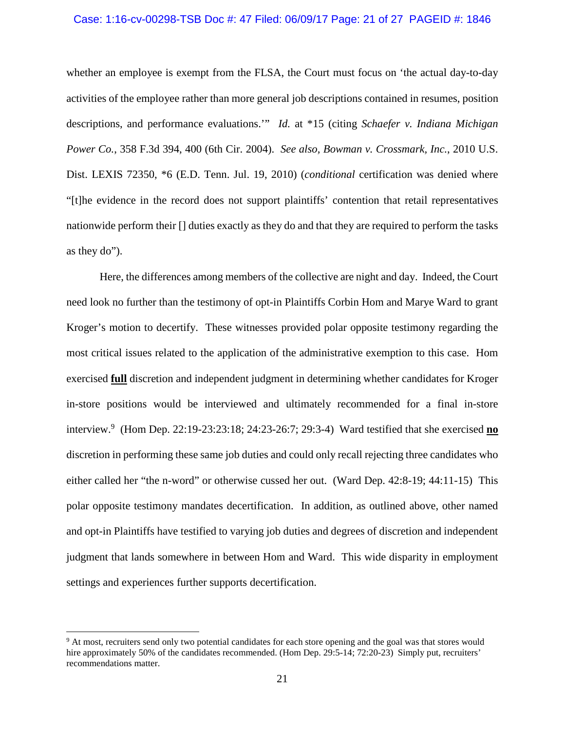whether an employee is exempt from the FLSA, the Court must focus on 'the actual day-to-day activities of the employee rather than more general job descriptions contained in resumes, position descriptions, and performance evaluations.'" *Id.* at *15 (citing *Schaefer v. Indiana Michigan Power Co.*, 358 F.3d 394, 400 (6th Cir. 2004). *See also, Bowman v. Crossmark, Inc.*, 2010 U.S. Dist. LEXIS 72350, *6 (E.D. Tenn. Jul. 19, 2010) (*conditional* certification was denied where "[t]he evidence in the record does not support plaintiffs' contention that retail representatives nationwide perform their [] duties exactly as they do and that they are required to perform the tasks as they do").

Here, the differences among members of the collective are night and day. Indeed, the Court need look no further than the testimony of opt-in Plaintiffs Corbin Hom and Marye Ward to grant Kroger's motion to decertify. These witnesses provided polar opposite testimony regarding the most critical issues related to the application of the administrative exemption to this case. Hom exercised **full** discretion and independent judgment in determining whether candidates for Kroger in-store positions would be interviewed and ultimately recommended for a final in-store interview.[9] (Hom Dep. 22:19-23:23:18; 24:23-26:7; 29:3-4) Ward testified that she exercised **no** discretion in performing these same job duties and could only recall rejecting three candidates who either called her "the n-word" or otherwise cussed her out. (Ward Dep. 42:8-19; 44:11-15) This polar opposite testimony mandates decertification. In addition, as outlined above, other named and opt-in Plaintiffs have testified to varying job duties and degrees of discretion and independent judgment that lands somewhere in between Hom and Ward. This wide disparity in employment settings and experiences further supports decertification.

---

[9] At most, recruiters send only two potential candidates for each store opening and the goal was that stores would hire approximately 50% of the candidates recommended. (Hom Dep. 29:5-14; 72:20-23) Simply put, recruiters' recommendations matter.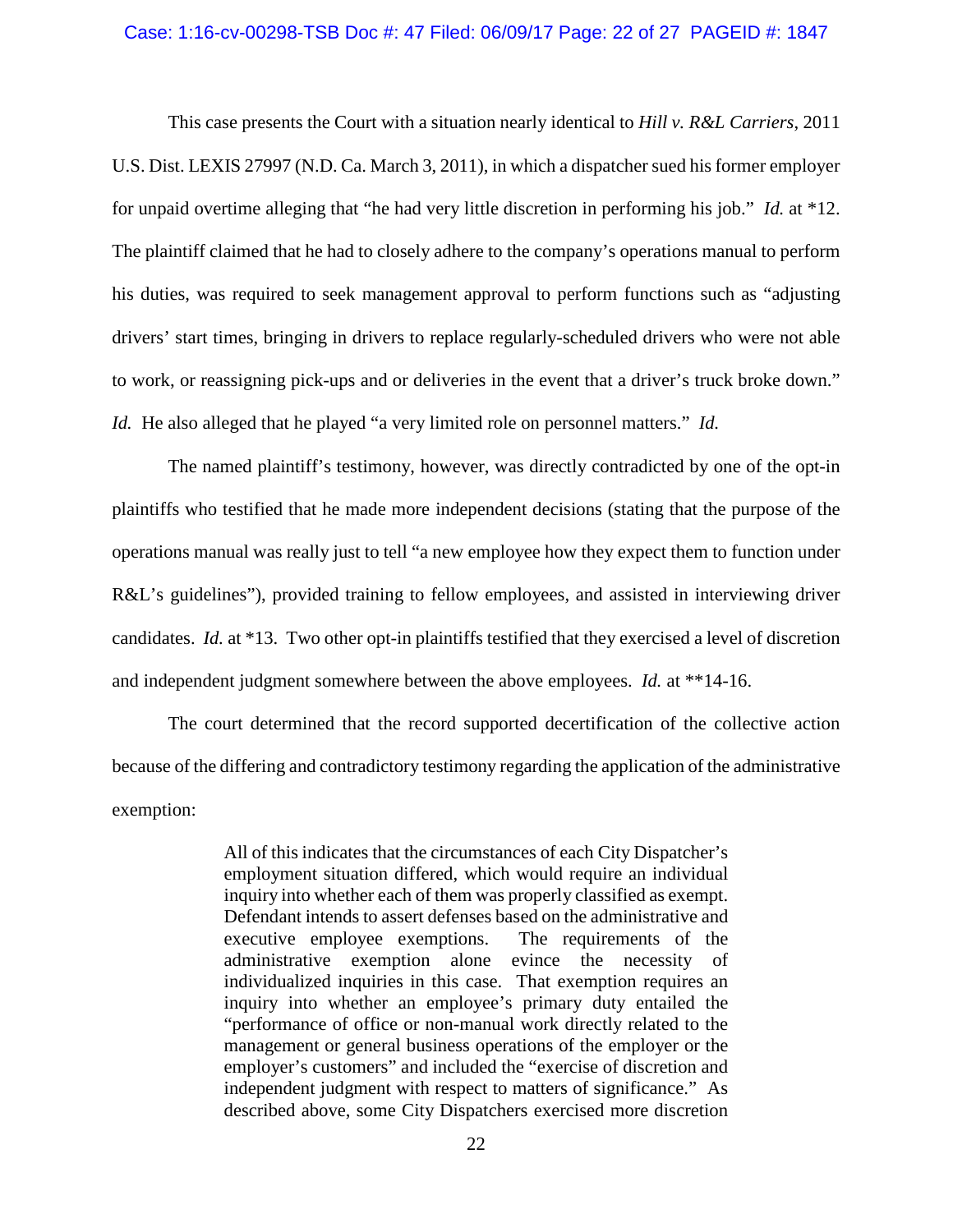This case presents the Court with a situation nearly identical to *Hill v. R&L Carriers*, 2011 U.S. Dist. LEXIS 27997 (N.D. Ca. March 3, 2011), in which a dispatcher sued his former employer for unpaid overtime alleging that "he had very little discretion in performing his job." *Id.* at *12. The plaintiff claimed that he had to closely adhere to the company's operations manual to perform his duties, was required to seek management approval to perform functions such as "adjusting drivers' start times, bringing in drivers to replace regularly-scheduled drivers who were not able to work, or reassigning pick-ups and or deliveries in the event that a driver's truck broke down." *Id.* He also alleged that he played "a very limited role on personnel matters." *Id.*

The named plaintiff's testimony, however, was directly contradicted by one of the opt-in plaintiffs who testified that he made more independent decisions (stating that the purpose of the operations manual was really just to tell "a new employee how they expect them to function under R&L's guidelines"), provided training to fellow employees, and assisted in interviewing driver candidates. *Id.* at *13. Two other opt-in plaintiffs testified that they exercised a level of discretion and independent judgment somewhere between the above employees. *Id.* at **14-16.

The court determined that the record supported decertification of the collective action because of the differing and contradictory testimony regarding the application of the administrative exemption:

> All of this indicates that the circumstances of each City Dispatcher's employment situation differed, which would require an individual inquiry into whether each of them was properly classified as exempt. Defendant intends to assert defenses based on the administrative and executive employee exemptions. The requirements of the administrative exemption alone evince the necessity of individualized inquiries in this case. That exemption requires an inquiry into whether an employee's primary duty entailed the "performance of office or non-manual work directly related to the management or general business operations of the employer or the employer's customers" and included the "exercise of discretion and independent judgment with respect to matters of significance." As described above, some City Dispatchers exercised more discretion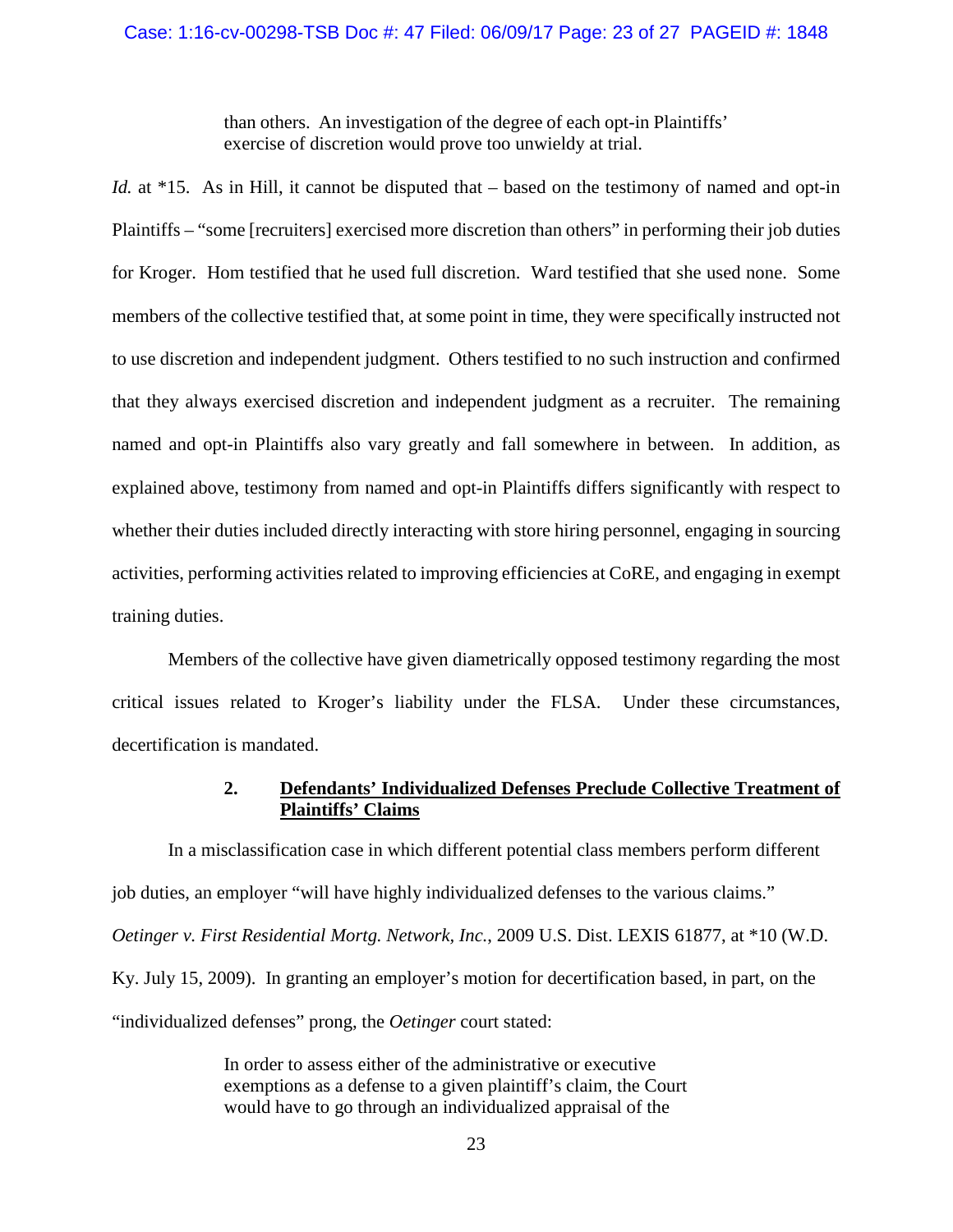> than others. An investigation of the degree of each opt-in Plaintiffs' exercise of discretion would prove too unwieldy at trial.

*Id.* at *15. As in Hill, it cannot be disputed that – based on the testimony of named and opt-in Plaintiffs – "some [recruiters] exercised more discretion than others" in performing their job duties for Kroger. Hom testified that he used full discretion. Ward testified that she used none. Some members of the collective testified that, at some point in time, they were specifically instructed not to use discretion and independent judgment. Others testified to no such instruction and confirmed that they always exercised discretion and independent judgment as a recruiter. The remaining named and opt-in Plaintiffs also vary greatly and fall somewhere in between. In addition, as explained above, testimony from named and opt-in Plaintiffs differs significantly with respect to whether their duties included directly interacting with store hiring personnel, engaging in sourcing activities, performing activities related to improving efficiencies at CoRE, and engaging in exempt training duties.

Members of the collective have given diametrically opposed testimony regarding the most critical issues related to Kroger's liability under the FLSA. Under these circumstances, decertification is mandated.

### 2. Defendants' Individualized Defenses Preclude Collective Treatment of Plaintiffs' Claims

In a misclassification case in which different potential class members perform different job duties, an employer "will have highly individualized defenses to the various claims." *Oetinger v. First Residential Mortg. Network, Inc.*, 2009 U.S. Dist. LEXIS 61877, at *10 (W.D. Ky. July 15, 2009). In granting an employer's motion for decertification based, in part, on the "individualized defenses" prong, the *Oetinger* court stated:

> In order to assess either of the administrative or executive exemptions as a defense to a given plaintiff's claim, the Court would have to go through an individualized appraisal of the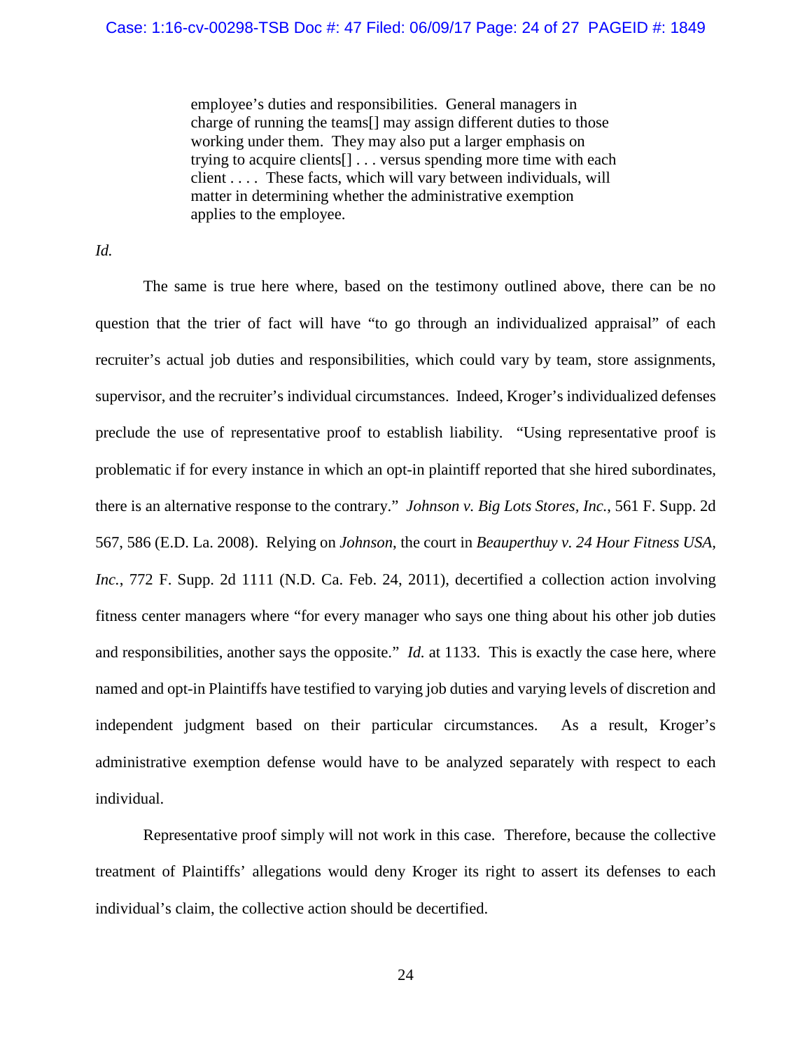> employee's duties and responsibilities. General managers in charge of running the teams[] may assign different duties to those working under them. They may also put a larger emphasis on trying to acquire clients[] . . . versus spending more time with each client . . . . These facts, which will vary between individuals, will matter in determining whether the administrative exemption applies to the employee.

*Id.*

The same is true here where, based on the testimony outlined above, there can be no question that the trier of fact will have "to go through an individualized appraisal" of each recruiter's actual job duties and responsibilities, which could vary by team, store assignments, supervisor, and the recruiter's individual circumstances. Indeed, Kroger's individualized defenses preclude the use of representative proof to establish liability. "Using representative proof is problematic if for every instance in which an opt-in plaintiff reported that she hired subordinates, there is an alternative response to the contrary." *Johnson v. Big Lots Stores, Inc.*, 561 F. Supp. 2d 567, 586 (E.D. La. 2008). Relying on *Johnson*, the court in *Beauperthuy v. 24 Hour Fitness USA, Inc.*, 772 F. Supp. 2d 1111 (N.D. Ca. Feb. 24, 2011), decertified a collection action involving fitness center managers where "for every manager who says one thing about his other job duties and responsibilities, another says the opposite." *Id.* at 1133. This is exactly the case here, where named and opt-in Plaintiffs have testified to varying job duties and varying levels of discretion and independent judgment based on their particular circumstances. As a result, Kroger's administrative exemption defense would have to be analyzed separately with respect to each individual.

Representative proof simply will not work in this case. Therefore, because the collective treatment of Plaintiffs' allegations would deny Kroger its right to assert its defenses to each individual's claim, the collective action should be decertified.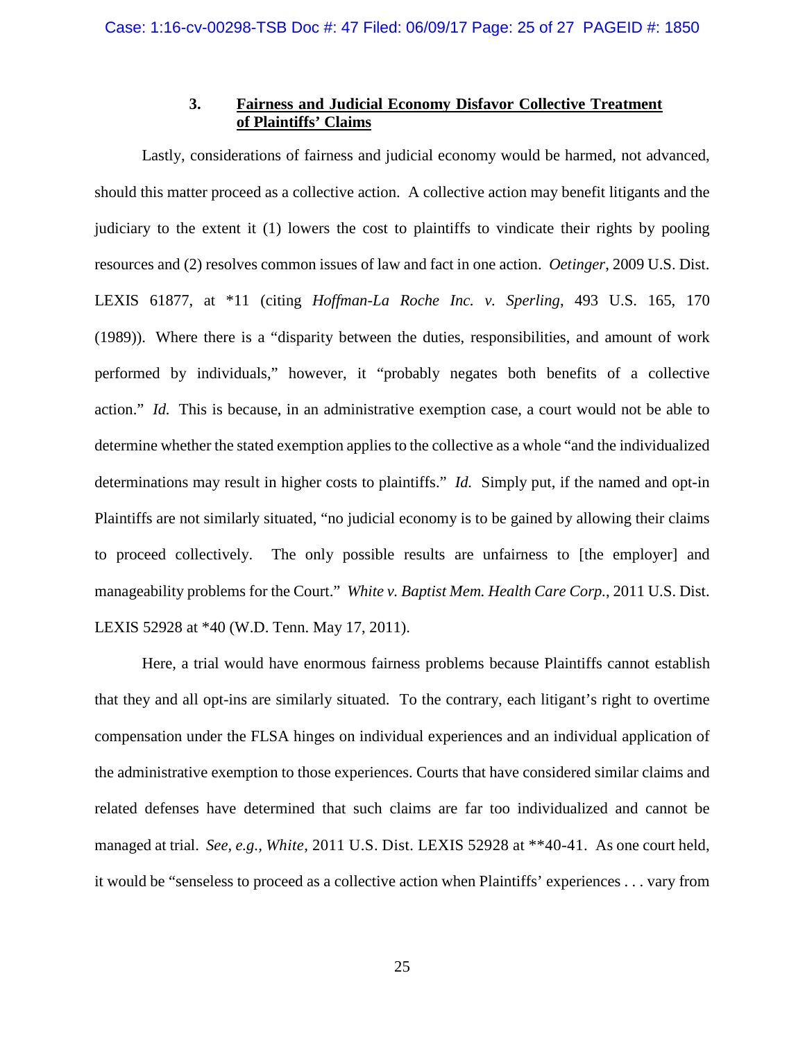### 3. Fairness and Judicial Economy Disfavor Collective Treatment of Plaintiffs' Claims

Lastly, considerations of fairness and judicial economy would be harmed, not advanced, should this matter proceed as a collective action. A collective action may benefit litigants and the judiciary to the extent it (1) lowers the cost to plaintiffs to vindicate their rights by pooling resources and (2) resolves common issues of law and fact in one action. *Oetinger*, 2009 U.S. Dist. LEXIS 61877, at *11 (citing *Hoffman-La Roche Inc. v. Sperling*, 493 U.S. 165, 170 (1989)). Where there is a "disparity between the duties, responsibilities, and amount of work performed by individuals," however, it "probably negates both benefits of a collective action." *Id.* This is because, in an administrative exemption case, a court would not be able to determine whether the stated exemption applies to the collective as a whole "and the individualized determinations may result in higher costs to plaintiffs." *Id.* Simply put, if the named and opt-in Plaintiffs are not similarly situated, "no judicial economy is to be gained by allowing their claims to proceed collectively. The only possible results are unfairness to [the employer] and manageability problems for the Court." *White v. Baptist Mem. Health Care Corp.*, 2011 U.S. Dist. LEXIS 52928 at *40 (W.D. Tenn. May 17, 2011).

Here, a trial would have enormous fairness problems because Plaintiffs cannot establish that they and all opt-ins are similarly situated. To the contrary, each litigant's right to overtime compensation under the FLSA hinges on individual experiences and an individual application of the administrative exemption to those experiences. Courts that have considered similar claims and related defenses have determined that such claims are far too individualized and cannot be managed at trial. *See, e.g., White*, 2011 U.S. Dist. LEXIS 52928 at **40-41. As one court held, it would be "senseless to proceed as a collective action when Plaintiffs' experiences . . . vary from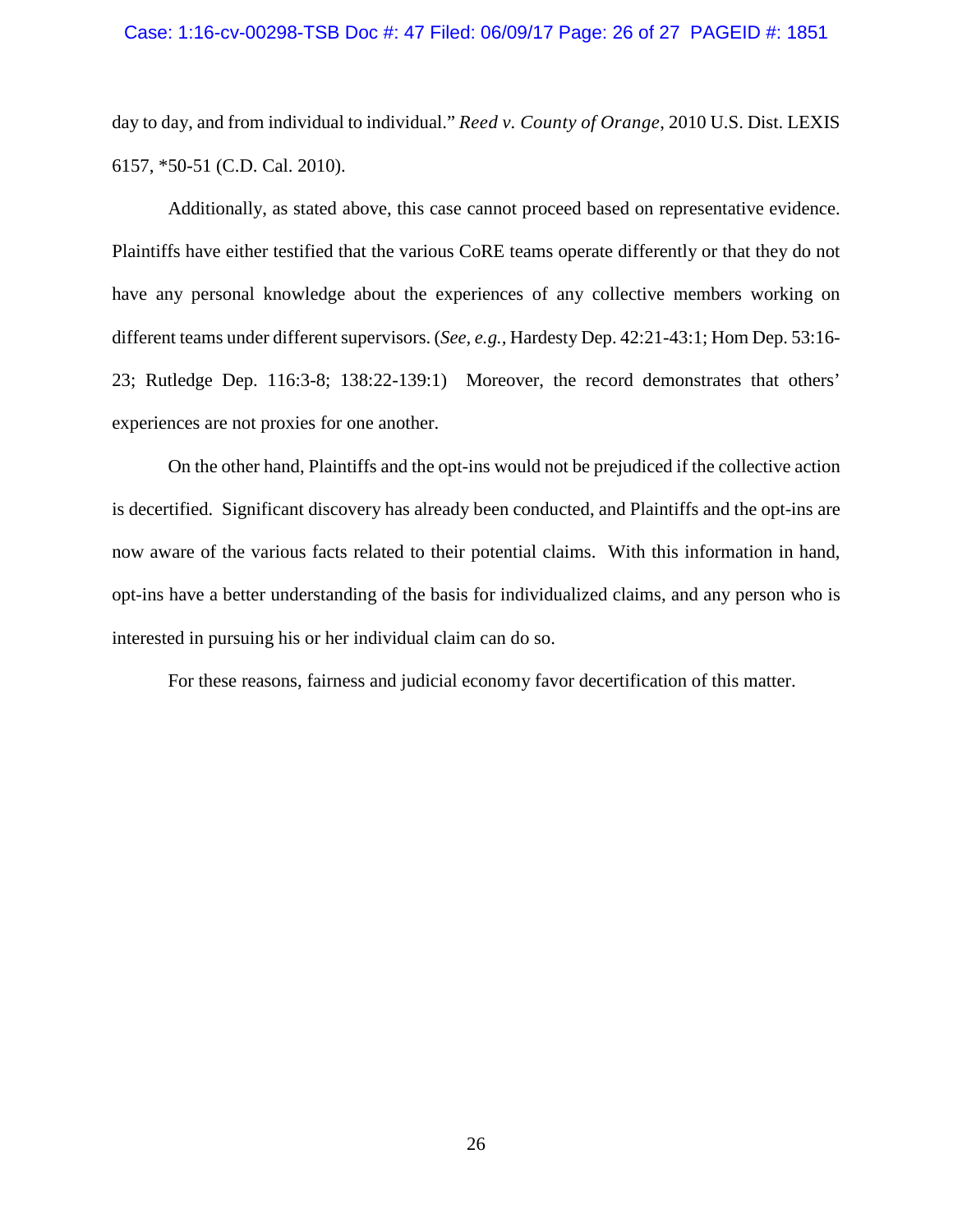day to day, and from individual to individual." *Reed v. County of Orange*, 2010 U.S. Dist. LEXIS 6157, *50-51 (C.D. Cal. 2010).

Additionally, as stated above, this case cannot proceed based on representative evidence. Plaintiffs have either testified that the various CoRE teams operate differently or that they do not have any personal knowledge about the experiences of any collective members working on different teams under different supervisors. (*See, e.g.,* Hardesty Dep. 42:21-43:1; Hom Dep. 53:16-23; Rutledge Dep. 116:3-8; 138:22-139:1) Moreover, the record demonstrates that others' experiences are not proxies for one another.

On the other hand, Plaintiffs and the opt-ins would not be prejudiced if the collective action is decertified. Significant discovery has already been conducted, and Plaintiffs and the opt-ins are now aware of the various facts related to their potential claims. With this information in hand, opt-ins have a better understanding of the basis for individualized claims, and any person who is interested in pursuing his or her individual claim can do so.

For these reasons, fairness and judicial economy favor decertification of this matter.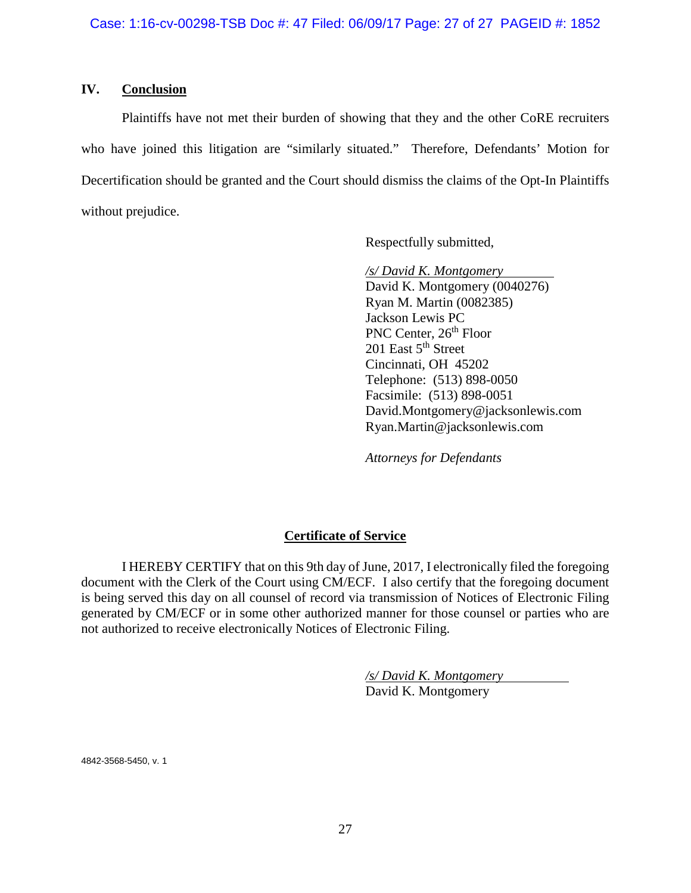## IV. Conclusion

Plaintiffs have not met their burden of showing that they and the other CoRE recruiters who have joined this litigation are "similarly situated." Therefore, Defendants' Motion for Decertification should be granted and the Court should dismiss the claims of the Opt-In Plaintiffs without prejudice.

Respectfully submitted,

*/s/ David K. Montgomery*
David K. Montgomery (0040276)
Ryan M. Martin (0082385)
Jackson Lewis PC
PNC Center, 26th Floor
201 East 5th Street
Cincinnati, OH 45202
Telephone: (513) 898-0050
Facsimile: (513) 898-0051
David.Montgomery@jacksonlewis.com
Ryan.Martin@jacksonlewis.com

*Attorneys for Defendants*

### Certificate of Service

I HEREBY CERTIFY that on this 9th day of June, 2017, I electronically filed the foregoing document with the Clerk of the Court using CM/ECF. I also certify that the foregoing document is being served this day on all counsel of record via transmission of Notices of Electronic Filing generated by CM/ECF or in some other authorized manner for those counsel or parties who are not authorized to receive electronically Notices of Electronic Filing.

*/s/ David K. Montgomery*
David K. Montgomery

4842-3568-5450, v. 1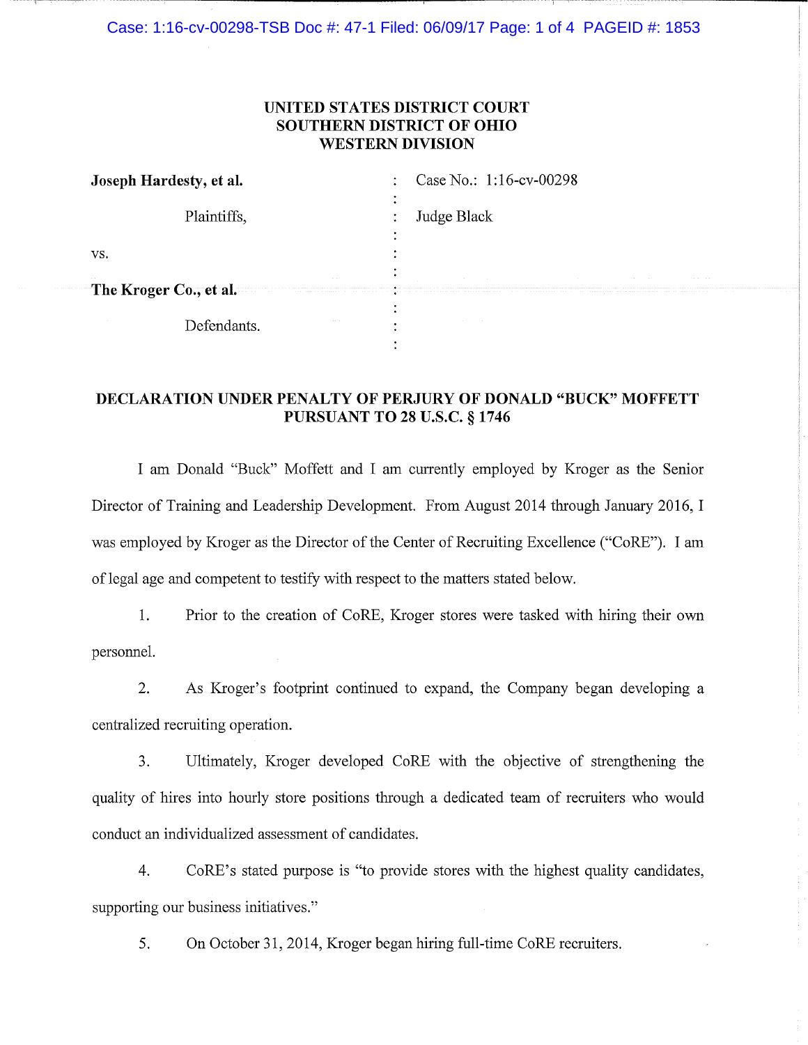**UNITED STATES DISTRICT COURT**
**SOUTHERN DISTRICT OF OHIO**
**WESTERN DIVISION**

| | | |
|---|---|---|
| **Joseph Hardesty, et al.** | : | Case No.: 1:16-cv-00298 |
| Plaintiffs, | : | Judge Black |
| vs. | : | |
| **The Kroger Co., et al.** | : | |
| Defendants. | : | |

**DECLARATION UNDER PENALTY OF PERJURY OF DONALD "BUCK" MOFFETT PURSUANT TO 28 U.S.C. § 1746**

I am Donald "Buck" Moffett and I am currently employed by Kroger as the Senior Director of Training and Leadership Development. From August 2014 through January 2016, I was employed by Kroger as the Director of the Center of Recruiting Excellence ("CoRE"). I am of legal age and competent to testify with respect to the matters stated below.

1. Prior to the creation of CoRE, Kroger stores were tasked with hiring their own personnel.

2. As Kroger's footprint continued to expand, the Company began developing a centralized recruiting operation.

3. Ultimately, Kroger developed CoRE with the objective of strengthening the quality of hires into hourly store positions through a dedicated team of recruiters who would conduct an individualized assessment of candidates.

4. CoRE's stated purpose is "to provide stores with the highest quality candidates, supporting our business initiatives."

5. On October 31, 2014, Kroger began hiring full-time CoRE recruiters.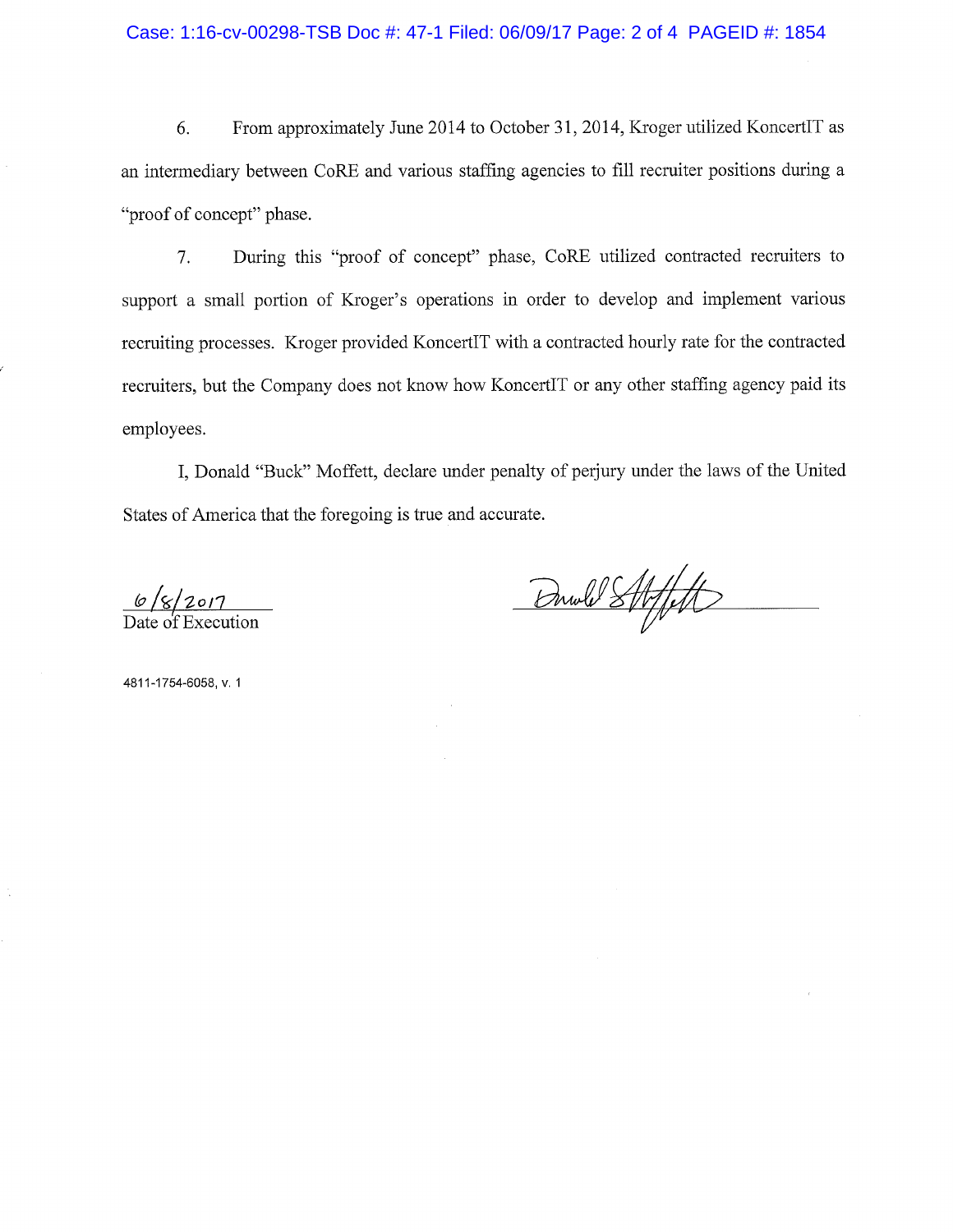6. From approximately June 2014 to October 31, 2014, Kroger utilized KoncertIT as an intermediary between CoRE and various staffing agencies to fill recruiter positions during a "proof of concept" phase.

7. During this "proof of concept" phase, CoRE utilized contracted recruiters to support a small portion of Kroger's operations in order to develop and implement various recruiting processes. Kroger provided KoncertIT with a contracted hourly rate for the contracted recruiters, but the Company does not know how KoncertIT or any other staffing agency paid its employees.

I, Donald "Buck" Moffett, declare under penalty of perjury under the laws of the United States of America that the foregoing is true and accurate.

6/8/2017
Date of Execution

[Signature]

4811-1754-6058, v. 1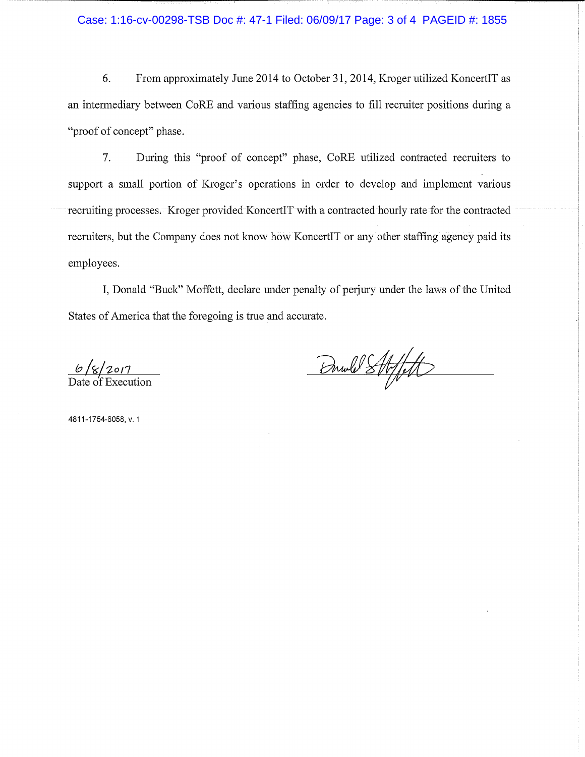6. From approximately June 2014 to October 31, 2014, Kroger utilized KoncertIT as an intermediary between CoRE and various staffing agencies to fill recruiter positions during a "proof of concept" phase.

7. During this "proof of concept" phase, CoRE utilized contracted recruiters to support a small portion of Kroger's operations in order to develop and implement various recruiting processes. Kroger provided KoncertIT with a contracted hourly rate for the contracted recruiters, but the Company does not know how KoncertIT or any other staffing agency paid its employees.

I, Donald "Buck" Moffett, declare under penalty of perjury under the laws of the United States of America that the foregoing is true and accurate.

6/8/2017
Date of Execution

Donald S Moffett

4811-1754-6058, v. 1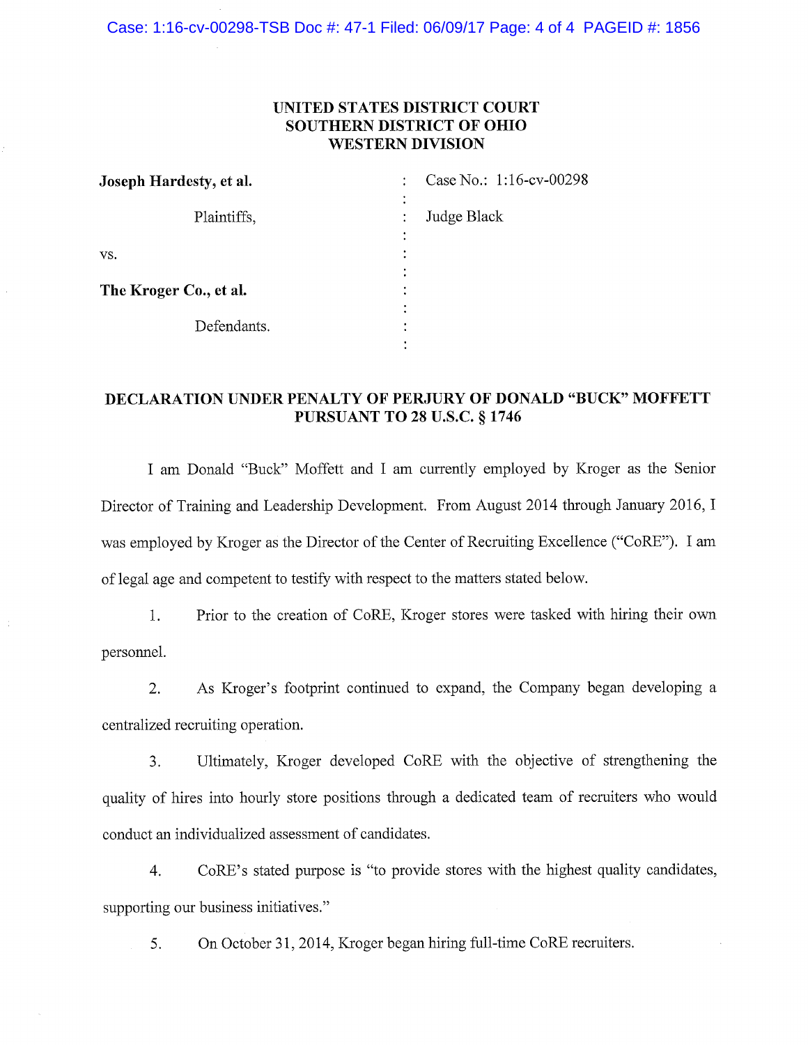**UNITED STATES DISTRICT COURT**
**SOUTHERN DISTRICT OF OHIO**
**WESTERN DIVISION**

| | | |
|---|---|---|
| **Joseph Hardesty, et al.** | : | Case No.: 1:16-cv-00298 |
| Plaintiffs, | : | Judge Black |
| vs. | : | |
| **The Kroger Co., et al.** | : | |
| Defendants. | : | |

## DECLARATION UNDER PENALTY OF PERJURY OF DONALD "BUCK" MOFFETT PURSUANT TO 28 U.S.C. § 1746

I am Donald "Buck" Moffett and I am currently employed by Kroger as the Senior Director of Training and Leadership Development. From August 2014 through January 2016, I was employed by Kroger as the Director of the Center of Recruiting Excellence ("CoRE"). I am of legal age and competent to testify with respect to the matters stated below.

1. Prior to the creation of CoRE, Kroger stores were tasked with hiring their own personnel.

2. As Kroger's footprint continued to expand, the Company began developing a centralized recruiting operation.

3. Ultimately, Kroger developed CoRE with the objective of strengthening the quality of hires into hourly store positions through a dedicated team of recruiters who would conduct an individualized assessment of candidates.

4. CoRE's stated purpose is "to provide stores with the highest quality candidates, supporting our business initiatives."

5. On October 31, 2014, Kroger began hiring full-time CoRE recruiters.